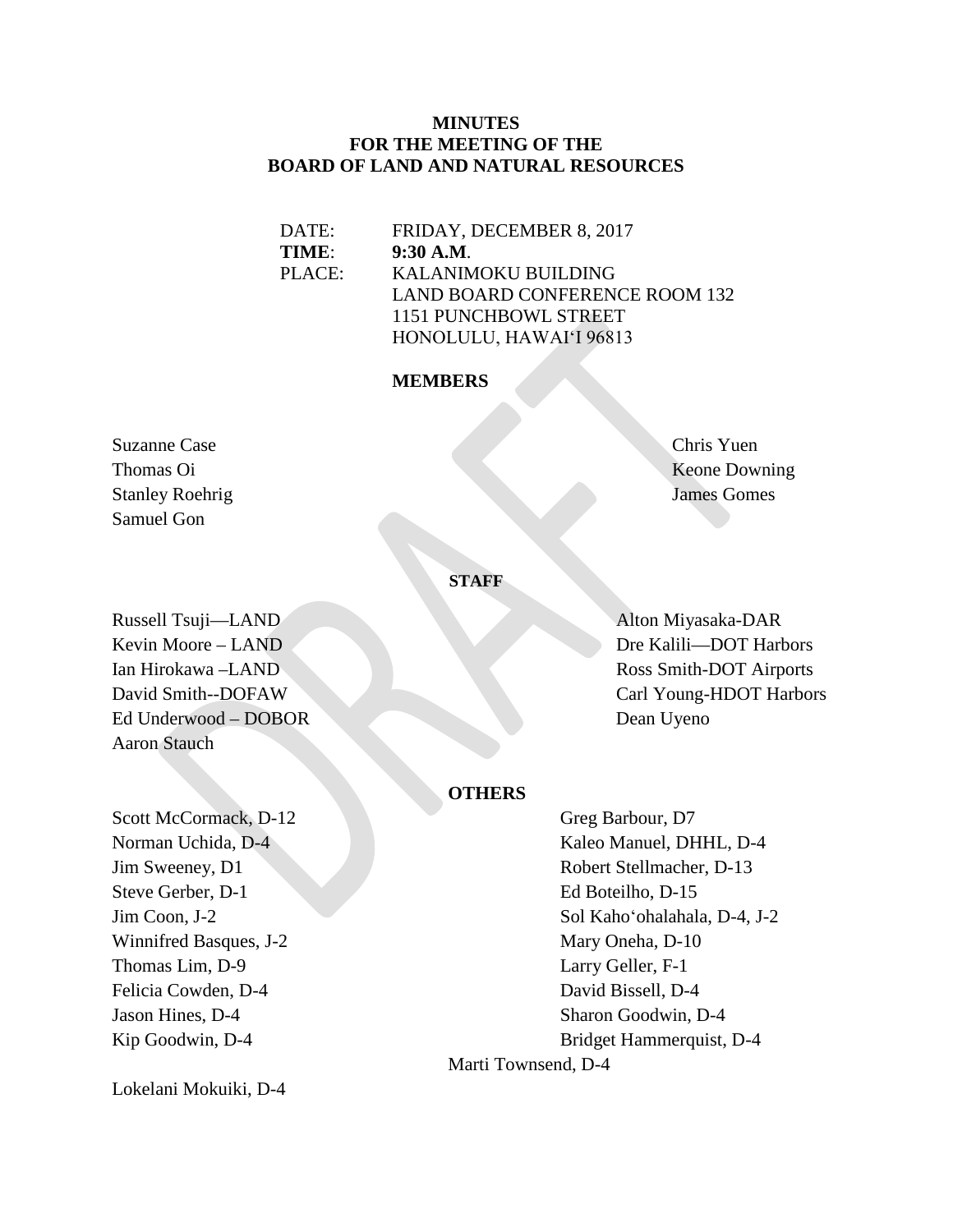**MINUTES**
**FOR THE MEETING OF THE**
**BOARD OF LAND AND NATURAL RESOURCES**

DATE: FRIDAY, DECEMBER 8, 2017
**TIME**: **9:30 A.M**.
PLACE: KALANIMOKU BUILDING
LAND BOARD CONFERENCE ROOM 132
1151 PUNCHBOWL STREET
HONOLULU, HAWAI'I 96813

**MEMBERS**

Suzanne Case
Thomas Oi
Stanley Roehrig
Samuel Gon
Chris Yuen
Keone Downing
James Gomes

**STAFF**

Russell Tsuji—LAND
Kevin Moore – LAND
Ian Hirokawa –LAND
David Smith--DOFAW
Ed Underwood – DOBOR
Aaron Stauch
Alton Miyasaka-DAR
Dre Kalili—DOT Harbors
Ross Smith-DOT Airports
Carl Young-HDOT Harbors
Dean Uyeno

**OTHERS**

Scott McCormack, D-12
Norman Uchida, D-4
Jim Sweeney, D1
Steve Gerber, D-1
Jim Coon, J-2
Winnifred Basques, J-2
Thomas Lim, D-9
Felicia Cowden, D-4
Jason Hines, D-4
Kip Goodwin, D-4
Greg Barbour, D7
Kaleo Manuel, DHHL, D-4
Robert Stellmacher, D-13
Ed Boteilho, D-15
Sol Kaho'ohalahala, D-4, J-2
Mary Oneha, D-10
Larry Geller, F-1
David Bissell, D-4
Sharon Goodwin, D-4
Bridget Hammerquist, D-4
Marti Townsend, D-4
Lokelani Mokuiki, D-4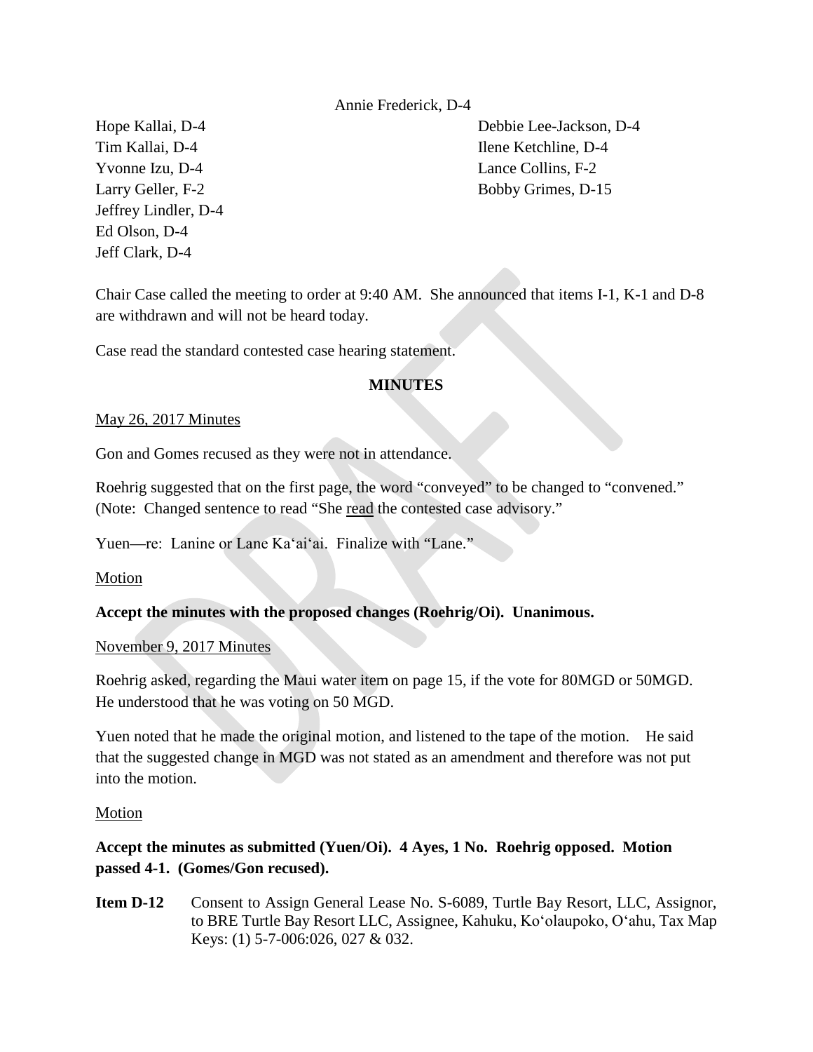Annie Frederick, D-4

Hope Kallai, D-4
Tim Kallai, D-4
Yvonne Izu, D-4
Larry Geller, F-2
Jeffrey Lindler, D-4
Ed Olson, D-4
Jeff Clark, D-4
Debbie Lee-Jackson, D-4
Ilene Ketchline, D-4
Lance Collins, F-2
Bobby Grimes, D-15

Chair Case called the meeting to order at 9:40 AM. She announced that items I-1, K-1 and D-8 are withdrawn and will not be heard today.

Case read the standard contested case hearing statement.

**MINUTES**

May 26, 2017 Minutes

Gon and Gomes recused as they were not in attendance.

Roehrig suggested that on the first page, the word "conveyed" to be changed to "convened." (Note: Changed sentence to read "She read the contested case advisory."

Yuen—re: Lanine or Lane Ka'ai'ai. Finalize with "Lane."

Motion

**Accept the minutes with the proposed changes (Roehrig/Oi). Unanimous.**

November 9, 2017 Minutes

Roehrig asked, regarding the Maui water item on page 15, if the vote for 80MGD or 50MGD. He understood that he was voting on 50 MGD.

Yuen noted that he made the original motion, and listened to the tape of the motion. He said that the suggested change in MGD was not stated as an amendment and therefore was not put into the motion.

Motion

**Accept the minutes as submitted (Yuen/Oi). 4 Ayes, 1 No. Roehrig opposed. Motion passed 4-1. (Gomes/Gon recused).**

**Item D-12** Consent to Assign General Lease No. S-6089, Turtle Bay Resort, LLC, Assignor, to BRE Turtle Bay Resort LLC, Assignee, Kahuku, Ko'olaupoko, O'ahu, Tax Map Keys: (1) 5-7-006:026, 027 & 032.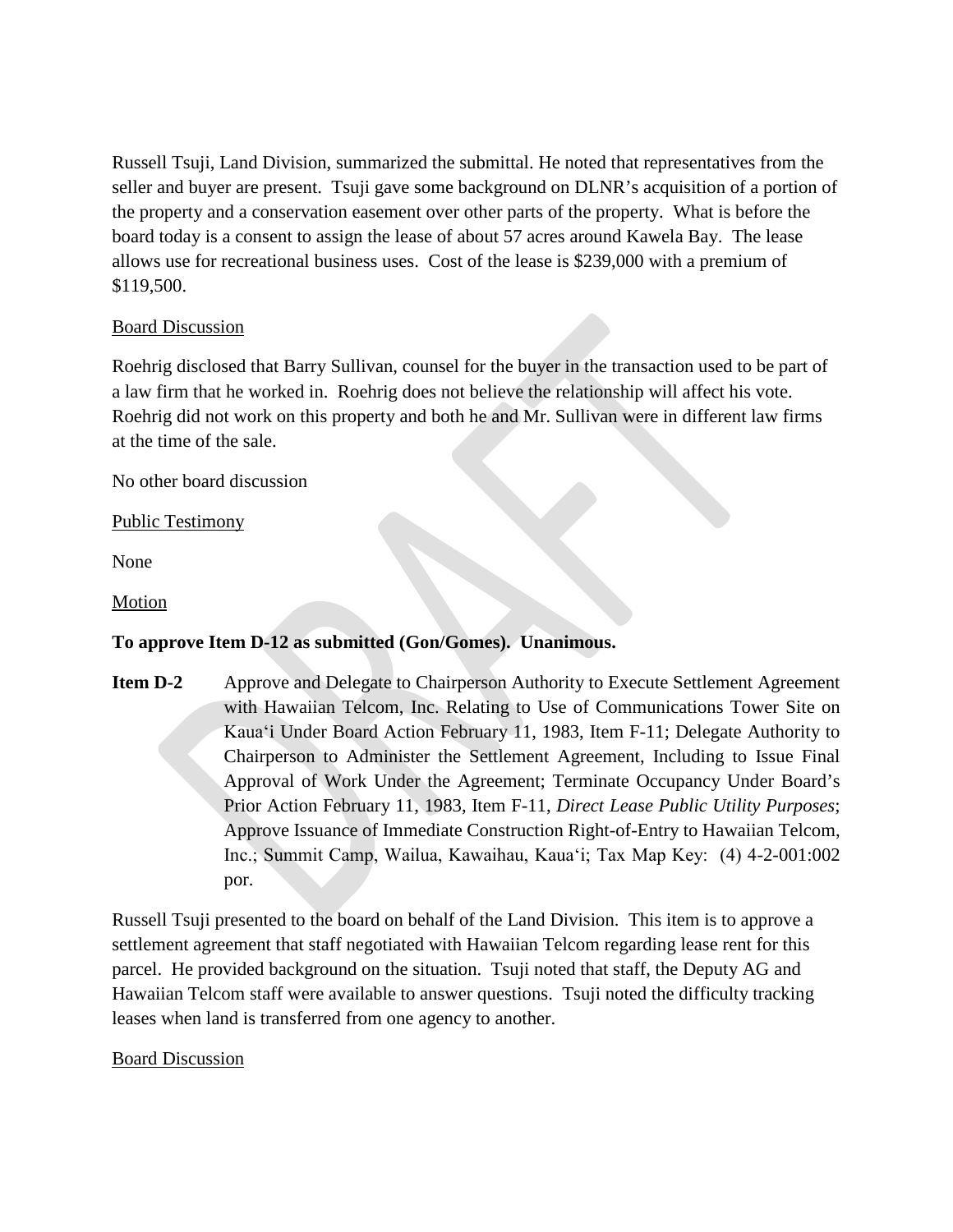Russell Tsuji, Land Division, summarized the submittal. He noted that representatives from the seller and buyer are present. Tsuji gave some background on DLNR's acquisition of a portion of the property and a conservation easement over other parts of the property. What is before the board today is a consent to assign the lease of about 57 acres around Kawela Bay. The lease allows use for recreational business uses. Cost of the lease is $239,000 with a premium of $119,500.

Board Discussion

Roehrig disclosed that Barry Sullivan, counsel for the buyer in the transaction used to be part of a law firm that he worked in. Roehrig does not believe the relationship will affect his vote. Roehrig did not work on this property and both he and Mr. Sullivan were in different law firms at the time of the sale.

No other board discussion

Public Testimony

None

Motion

**To approve Item D-12 as submitted (Gon/Gomes). Unanimous.**

**Item D-2** Approve and Delegate to Chairperson Authority to Execute Settlement Agreement with Hawaiian Telcom, Inc. Relating to Use of Communications Tower Site on Kaua'i Under Board Action February 11, 1983, Item F-11; Delegate Authority to Chairperson to Administer the Settlement Agreement, Including to Issue Final Approval of Work Under the Agreement; Terminate Occupancy Under Board's Prior Action February 11, 1983, Item F-11, *Direct Lease Public Utility Purposes*; Approve Issuance of Immediate Construction Right-of-Entry to Hawaiian Telcom, Inc.; Summit Camp, Wailua, Kawaihau, Kaua'i; Tax Map Key: (4) 4-2-001:002 por.

Russell Tsuji presented to the board on behalf of the Land Division. This item is to approve a settlement agreement that staff negotiated with Hawaiian Telcom regarding lease rent for this parcel. He provided background on the situation. Tsuji noted that staff, the Deputy AG and Hawaiian Telcom staff were available to answer questions. Tsuji noted the difficulty tracking leases when land is transferred from one agency to another.

Board Discussion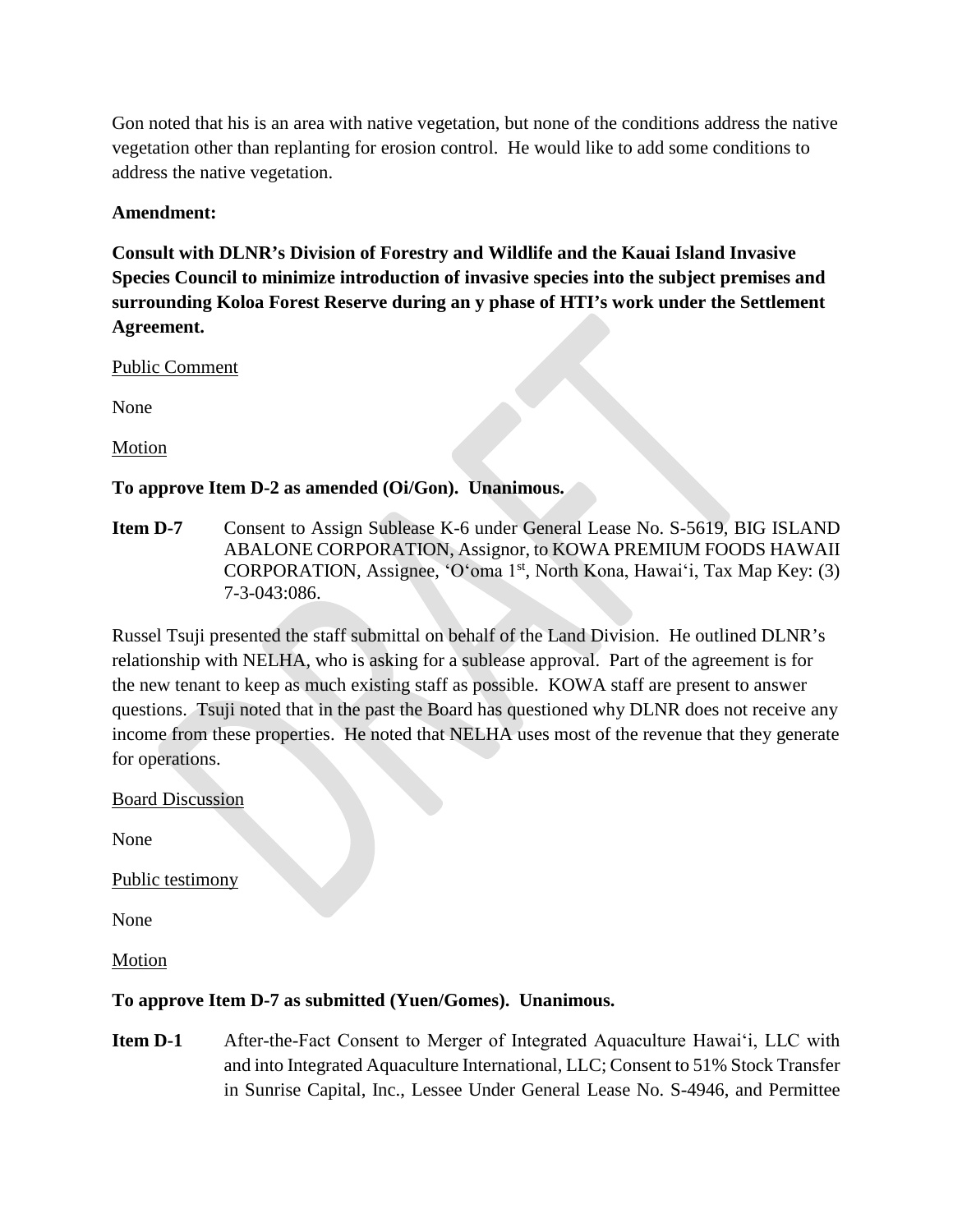Gon noted that his is an area with native vegetation, but none of the conditions address the native vegetation other than replanting for erosion control. He would like to add some conditions to address the native vegetation.

**Amendment:**

**Consult with DLNR's Division of Forestry and Wildlife and the Kauai Island Invasive Species Council to minimize introduction of invasive species into the subject premises and surrounding Koloa Forest Reserve during an y phase of HTI's work under the Settlement Agreement.**

Public Comment

None

Motion

**To approve Item D-2 as amended (Oi/Gon). Unanimous.**

**Item D-7** Consent to Assign Sublease K-6 under General Lease No. S-5619, BIG ISLAND ABALONE CORPORATION, Assignor, to KOWA PREMIUM FOODS HAWAII CORPORATION, Assignee, ʻOʻoma 1st, North Kona, Hawaiʻi, Tax Map Key: (3) 7-3-043:086.

Russel Tsuji presented the staff submittal on behalf of the Land Division. He outlined DLNR's relationship with NELHA, who is asking for a sublease approval. Part of the agreement is for the new tenant to keep as much existing staff as possible. KOWA staff are present to answer questions. Tsuji noted that in the past the Board has questioned why DLNR does not receive any income from these properties. He noted that NELHA uses most of the revenue that they generate for operations.

Board Discussion

None

Public testimony

None

Motion

**To approve Item D-7 as submitted (Yuen/Gomes). Unanimous.**

**Item D-1** After-the-Fact Consent to Merger of Integrated Aquaculture Hawaiʻi, LLC with and into Integrated Aquaculture International, LLC; Consent to 51% Stock Transfer in Sunrise Capital, Inc., Lessee Under General Lease No. S-4946, and Permittee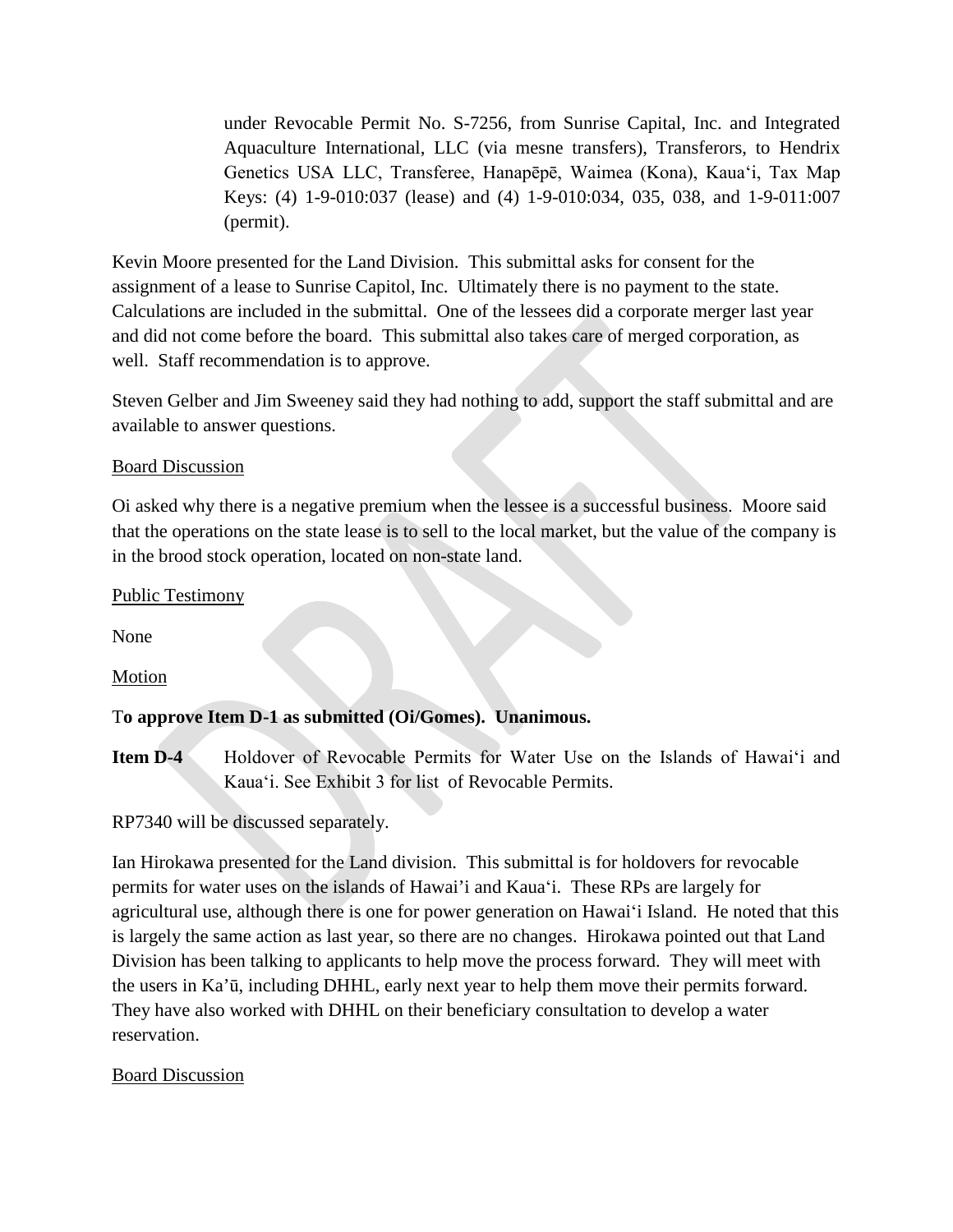under Revocable Permit No. S-7256, from Sunrise Capital, Inc. and Integrated Aquaculture International, LLC (via mesne transfers), Transferors, to Hendrix Genetics USA LLC, Transferee, Hanapēpē, Waimea (Kona), Kauaʻi, Tax Map Keys: (4) 1-9-010:037 (lease) and (4) 1-9-010:034, 035, 038, and 1-9-011:007 (permit).

Kevin Moore presented for the Land Division. This submittal asks for consent for the assignment of a lease to Sunrise Capitol, Inc. Ultimately there is no payment to the state. Calculations are included in the submittal. One of the lessees did a corporate merger last year and did not come before the board. This submittal also takes care of merged corporation, as well. Staff recommendation is to approve.

Steven Gelber and Jim Sweeney said they had nothing to add, support the staff submittal and are available to answer questions.

Board Discussion

Oi asked why there is a negative premium when the lessee is a successful business. Moore said that the operations on the state lease is to sell to the local market, but the value of the company is in the brood stock operation, located on non-state land.

Public Testimony

None

Motion

**To approve Item D-1 as submitted (Oi/Gomes). Unanimous.**

**Item D-4** Holdover of Revocable Permits for Water Use on the Islands of Hawaiʻi and Kauaʻi. See Exhibit 3 for list of Revocable Permits.

RP7340 will be discussed separately.

Ian Hirokawa presented for the Land division. This submittal is for holdovers for revocable permits for water uses on the islands of Hawai'i and Kauaʻi. These RPs are largely for agricultural use, although there is one for power generation on Hawaiʻi Island. He noted that this is largely the same action as last year, so there are no changes. Hirokawa pointed out that Land Division has been talking to applicants to help move the process forward. They will meet with the users in Ka'ū, including DHHL, early next year to help them move their permits forward. They have also worked with DHHL on their beneficiary consultation to develop a water reservation.

Board Discussion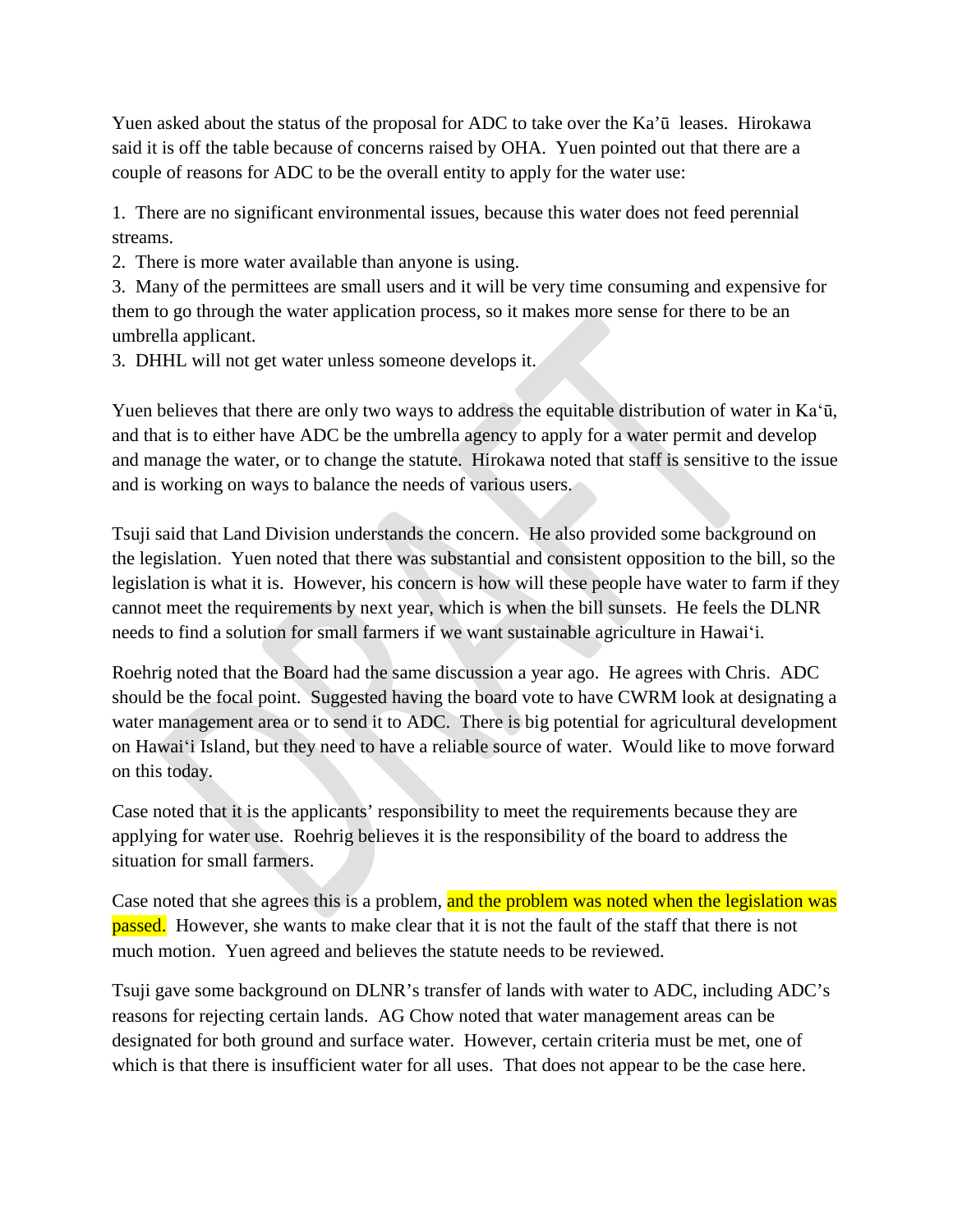Yuen asked about the status of the proposal for ADC to take over the Ka'ū leases. Hirokawa said it is off the table because of concerns raised by OHA. Yuen pointed out that there are a couple of reasons for ADC to be the overall entity to apply for the water use:

1. There are no significant environmental issues, because this water does not feed perennial streams.
2. There is more water available than anyone is using.
3. Many of the permittees are small users and it will be very time consuming and expensive for them to go through the water application process, so it makes more sense for there to be an umbrella applicant.
3. DHHL will not get water unless someone develops it.

Yuen believes that there are only two ways to address the equitable distribution of water in Ka'ū, and that is to either have ADC be the umbrella agency to apply for a water permit and develop and manage the water, or to change the statute. Hirokawa noted that staff is sensitive to the issue and is working on ways to balance the needs of various users.

Tsuji said that Land Division understands the concern. He also provided some background on the legislation. Yuen noted that there was substantial and consistent opposition to the bill, so the legislation is what it is. However, his concern is how will these people have water to farm if they cannot meet the requirements by next year, which is when the bill sunsets. He feels the DLNR needs to find a solution for small farmers if we want sustainable agriculture in Hawai'i.

Roehrig noted that the Board had the same discussion a year ago. He agrees with Chris. ADC should be the focal point. Suggested having the board vote to have CWRM look at designating a water management area or to send it to ADC. There is big potential for agricultural development on Hawai'i Island, but they need to have a reliable source of water. Would like to move forward on this today.

Case noted that it is the applicants' responsibility to meet the requirements because they are applying for water use. Roehrig believes it is the responsibility of the board to address the situation for small farmers.

Case noted that she agrees this is a problem, and the problem was noted when the legislation was passed. However, she wants to make clear that it is not the fault of the staff that there is not much motion. Yuen agreed and believes the statute needs to be reviewed.

Tsuji gave some background on DLNR's transfer of lands with water to ADC, including ADC's reasons for rejecting certain lands. AG Chow noted that water management areas can be designated for both ground and surface water. However, certain criteria must be met, one of which is that there is insufficient water for all uses. That does not appear to be the case here.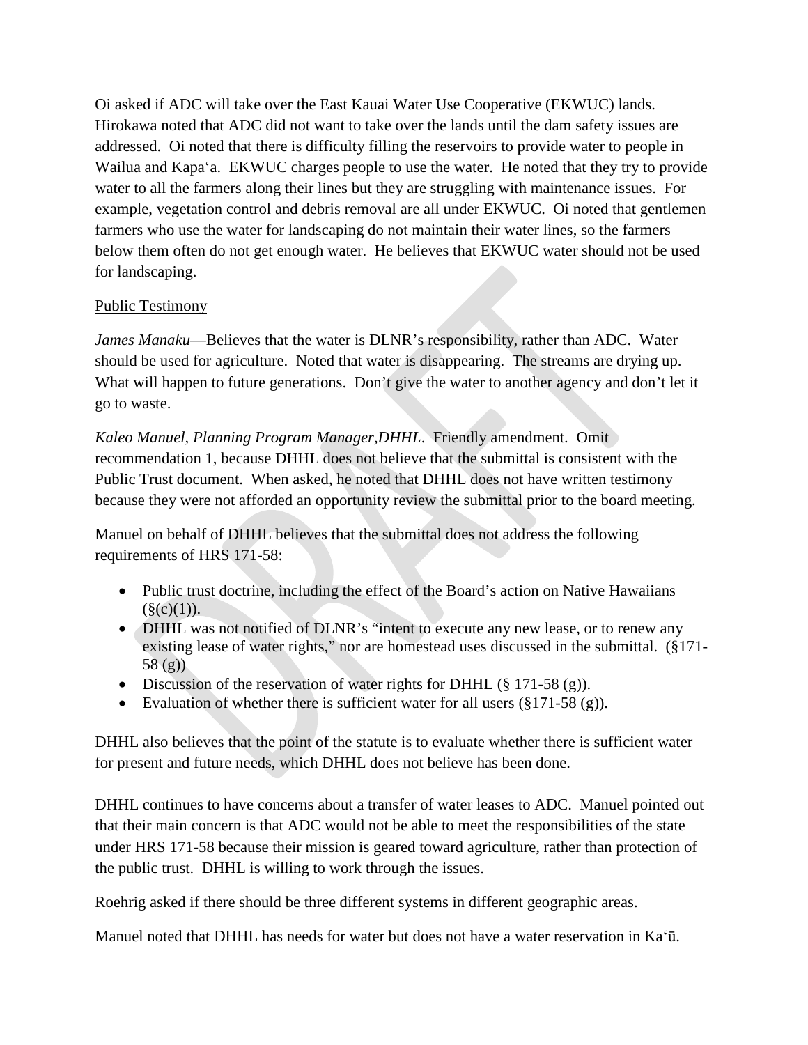Oi asked if ADC will take over the East Kauai Water Use Cooperative (EKWUC) lands. Hirokawa noted that ADC did not want to take over the lands until the dam safety issues are addressed. Oi noted that there is difficulty filling the reservoirs to provide water to people in Wailua and Kapaʻa. EKWUC charges people to use the water. He noted that they try to provide water to all the farmers along their lines but they are struggling with maintenance issues. For example, vegetation control and debris removal are all under EKWUC. Oi noted that gentlemen farmers who use the water for landscaping do not maintain their water lines, so the farmers below them often do not get enough water. He believes that EKWUC water should not be used for landscaping.

Public Testimony

*James Manaku*—Believes that the water is DLNR's responsibility, rather than ADC. Water should be used for agriculture. Noted that water is disappearing. The streams are drying up. What will happen to future generations. Don't give the water to another agency and don't let it go to waste.

*Kaleo Manuel, Planning Program Manager,DHHL*. Friendly amendment. Omit recommendation 1, because DHHL does not believe that the submittal is consistent with the Public Trust document. When asked, he noted that DHHL does not have written testimony because they were not afforded an opportunity review the submittal prior to the board meeting.

Manuel on behalf of DHHL believes that the submittal does not address the following requirements of HRS 171-58:

- Public trust doctrine, including the effect of the Board's action on Native Hawaiians (§(c)(1)).
- DHHL was not notified of DLNR's "intent to execute any new lease, or to renew any existing lease of water rights," nor are homestead uses discussed in the submittal. (§171-58 (g))
- Discussion of the reservation of water rights for DHHL (§ 171-58 (g)).
- Evaluation of whether there is sufficient water for all users (§171-58 (g)).

DHHL also believes that the point of the statute is to evaluate whether there is sufficient water for present and future needs, which DHHL does not believe has been done.

DHHL continues to have concerns about a transfer of water leases to ADC. Manuel pointed out that their main concern is that ADC would not be able to meet the responsibilities of the state under HRS 171-58 because their mission is geared toward agriculture, rather than protection of the public trust. DHHL is willing to work through the issues.

Roehrig asked if there should be three different systems in different geographic areas.

Manuel noted that DHHL has needs for water but does not have a water reservation in Kaʻū.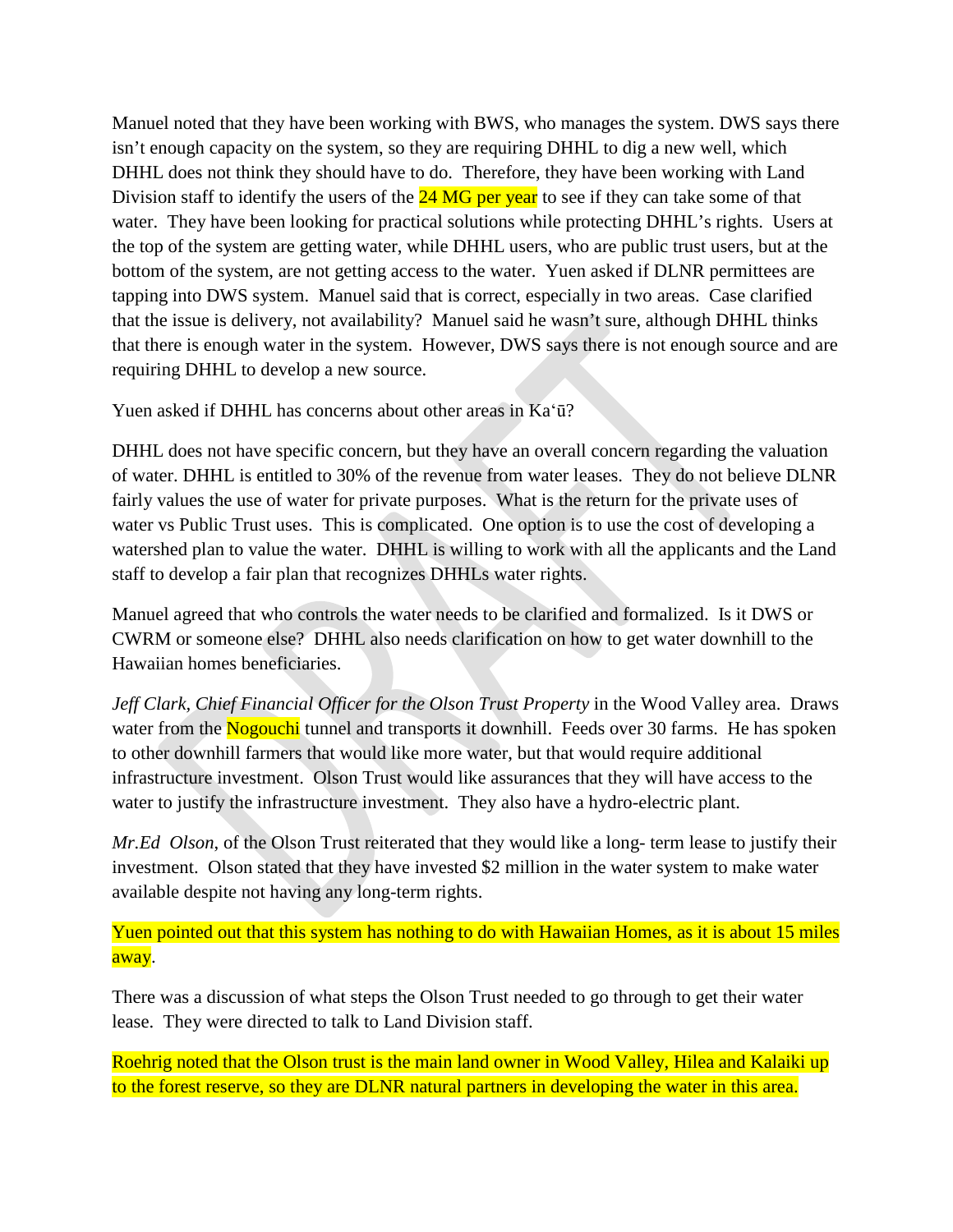Manuel noted that they have been working with BWS, who manages the system. DWS says there isn't enough capacity on the system, so they are requiring DHHL to dig a new well, which DHHL does not think they should have to do. Therefore, they have been working with Land Division staff to identify the users of the 24 MG per year to see if they can take some of that water. They have been looking for practical solutions while protecting DHHL's rights. Users at the top of the system are getting water, while DHHL users, who are public trust users, but at the bottom of the system, are not getting access to the water. Yuen asked if DLNR permittees are tapping into DWS system. Manuel said that is correct, especially in two areas. Case clarified that the issue is delivery, not availability? Manuel said he wasn't sure, although DHHL thinks that there is enough water in the system. However, DWS says there is not enough source and are requiring DHHL to develop a new source.

Yuen asked if DHHL has concerns about other areas in Ka'ū?

DHHL does not have specific concern, but they have an overall concern regarding the valuation of water. DHHL is entitled to 30% of the revenue from water leases. They do not believe DLNR fairly values the use of water for private purposes. What is the return for the private uses of water vs Public Trust uses. This is complicated. One option is to use the cost of developing a watershed plan to value the water. DHHL is willing to work with all the applicants and the Land staff to develop a fair plan that recognizes DHHLs water rights.

Manuel agreed that who controls the water needs to be clarified and formalized. Is it DWS or CWRM or someone else? DHHL also needs clarification on how to get water downhill to the Hawaiian homes beneficiaries.

*Jeff Clark, Chief Financial Officer for the Olson Trust Property* in the Wood Valley area. Draws water from the Nogouchi tunnel and transports it downhill. Feeds over 30 farms. He has spoken to other downhill farmers that would like more water, but that would require additional infrastructure investment. Olson Trust would like assurances that they will have access to the water to justify the infrastructure investment. They also have a hydro-electric plant.

*Mr.Ed Olson*, of the Olson Trust reiterated that they would like a long- term lease to justify their investment. Olson stated that they have invested $2 million in the water system to make water available despite not having any long-term rights.

Yuen pointed out that this system has nothing to do with Hawaiian Homes, as it is about 15 miles away.

There was a discussion of what steps the Olson Trust needed to go through to get their water lease. They were directed to talk to Land Division staff.

Roehrig noted that the Olson trust is the main land owner in Wood Valley, Hilea and Kalaiki up to the forest reserve, so they are DLNR natural partners in developing the water in this area.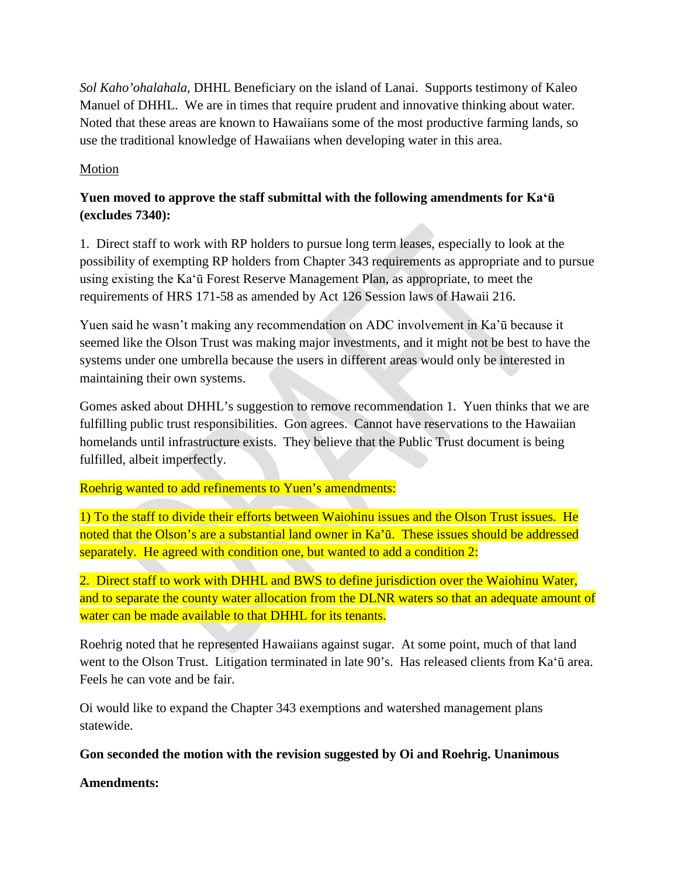*Sol Kaho'ohalahala*, DHHL Beneficiary on the island of Lanai. Supports testimony of Kaleo Manuel of DHHL. We are in times that require prudent and innovative thinking about water. Noted that these areas are known to Hawaiians some of the most productive farming lands, so use the traditional knowledge of Hawaiians when developing water in this area.

Motion

**Yuen moved to approve the staff submittal with the following amendments for Ka'ū (excludes 7340):**

1. Direct staff to work with RP holders to pursue long term leases, especially to look at the possibility of exempting RP holders from Chapter 343 requirements as appropriate and to pursue using existing the Ka'ū Forest Reserve Management Plan, as appropriate, to meet the requirements of HRS 171-58 as amended by Act 126 Session laws of Hawaii 216.

Yuen said he wasn't making any recommendation on ADC involvement in Ka'ū because it seemed like the Olson Trust was making major investments, and it might not be best to have the systems under one umbrella because the users in different areas would only be interested in maintaining their own systems.

Gomes asked about DHHL's suggestion to remove recommendation 1. Yuen thinks that we are fulfilling public trust responsibilities. Gon agrees. Cannot have reservations to the Hawaiian homelands until infrastructure exists. They believe that the Public Trust document is being fulfilled, albeit imperfectly.

Roehrig wanted to add refinements to Yuen's amendments:

1) To the staff to divide their efforts between Waiohinu issues and the Olson Trust issues. He noted that the Olson's are a substantial land owner in Ka'ū. These issues should be addressed separately. He agreed with condition one, but wanted to add a condition 2:

2. Direct staff to work with DHHL and BWS to define jurisdiction over the Waiohinu Water, and to separate the county water allocation from the DLNR waters so that an adequate amount of water can be made available to that DHHL for its tenants.

Roehrig noted that he represented Hawaiians against sugar. At some point, much of that land went to the Olson Trust. Litigation terminated in late 90's. Has released clients from Ka'ū area. Feels he can vote and be fair.

Oi would like to expand the Chapter 343 exemptions and watershed management plans statewide.

**Gon seconded the motion with the revision suggested by Oi and Roehrig. Unanimous**

**Amendments:**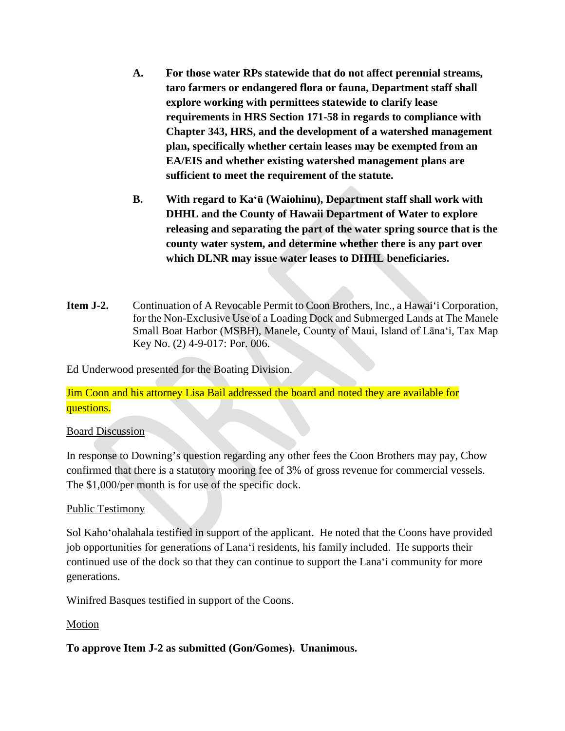**A. For those water RPs statewide that do not affect perennial streams, taro farmers or endangered flora or fauna, Department staff shall explore working with permittees statewide to clarify lease requirements in HRS Section 171-58 in regards to compliance with Chapter 343, HRS, and the development of a watershed management plan, specifically whether certain leases may be exempted from an EA/EIS and whether existing watershed management plans are sufficient to meet the requirement of the statute.**

**B. With regard to Ka'ū (Waiohinu), Department staff shall work with DHHL and the County of Hawaii Department of Water to explore releasing and separating the part of the water spring source that is the county water system, and determine whether there is any part over which DLNR may issue water leases to DHHL beneficiaries.**

**Item J-2.** Continuation of A Revocable Permit to Coon Brothers, Inc., a Hawai'i Corporation, for the Non-Exclusive Use of a Loading Dock and Submerged Lands at The Manele Small Boat Harbor (MSBH), Manele, County of Maui, Island of Lāna'i, Tax Map Key No. (2) 4-9-017: Por. 006.

Ed Underwood presented for the Boating Division.

Jim Coon and his attorney Lisa Bail addressed the board and noted they are available for questions.

Board Discussion

In response to Downing's question regarding any other fees the Coon Brothers may pay, Chow confirmed that there is a statutory mooring fee of 3% of gross revenue for commercial vessels. The $1,000/per month is for use of the specific dock.

Public Testimony

Sol Kaho'ohalahala testified in support of the applicant. He noted that the Coons have provided job opportunities for generations of Lana'i residents, his family included. He supports their continued use of the dock so that they can continue to support the Lana'i community for more generations.

Winifred Basques testified in support of the Coons.

Motion

**To approve Item J-2 as submitted (Gon/Gomes). Unanimous.**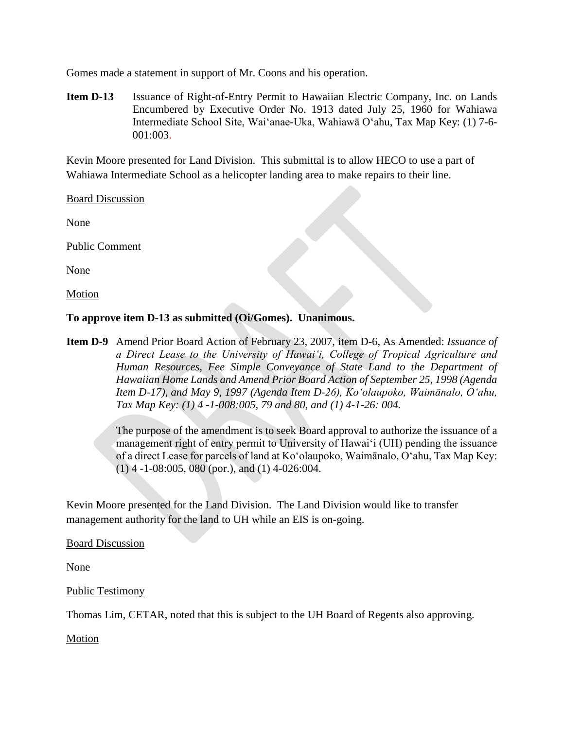Gomes made a statement in support of Mr. Coons and his operation.

**Item D-13** Issuance of Right-of-Entry Permit to Hawaiian Electric Company, Inc. on Lands Encumbered by Executive Order No. 1913 dated July 25, 1960 for Wahiawa Intermediate School Site, Wai'anae-Uka, Wahiawā O'ahu, Tax Map Key: (1) 7-6-001:003.

Kevin Moore presented for Land Division. This submittal is to allow HECO to use a part of Wahiawa Intermediate School as a helicopter landing area to make repairs to their line.

Board Discussion

None

Public Comment

None

Motion

**To approve item D-13 as submitted (Oi/Gomes). Unanimous.**

**Item D-9** Amend Prior Board Action of February 23, 2007, item D-6, As Amended: *Issuance of a Direct Lease to the University of Hawai'i, College of Tropical Agriculture and Human Resources, Fee Simple Conveyance of State Land to the Department of Hawaiian Home Lands and Amend Prior Board Action of September 25, 1998 (Agenda Item D-17), and May 9, 1997 (Agenda Item D-26), Ko'olaupoko, Waimānalo, O'ahu, Tax Map Key: (1) 4 -1-008:005, 79 and 80, and (1) 4-1-26: 004.*

The purpose of the amendment is to seek Board approval to authorize the issuance of a management right of entry permit to University of Hawai'i (UH) pending the issuance of a direct Lease for parcels of land at Ko'olaupoko, Waimānalo, O'ahu, Tax Map Key: (1) 4 -1-08:005, 080 (por.), and (1) 4-026:004.

Kevin Moore presented for the Land Division. The Land Division would like to transfer management authority for the land to UH while an EIS is on-going.

Board Discussion

None

Public Testimony

Thomas Lim, CETAR, noted that this is subject to the UH Board of Regents also approving.

Motion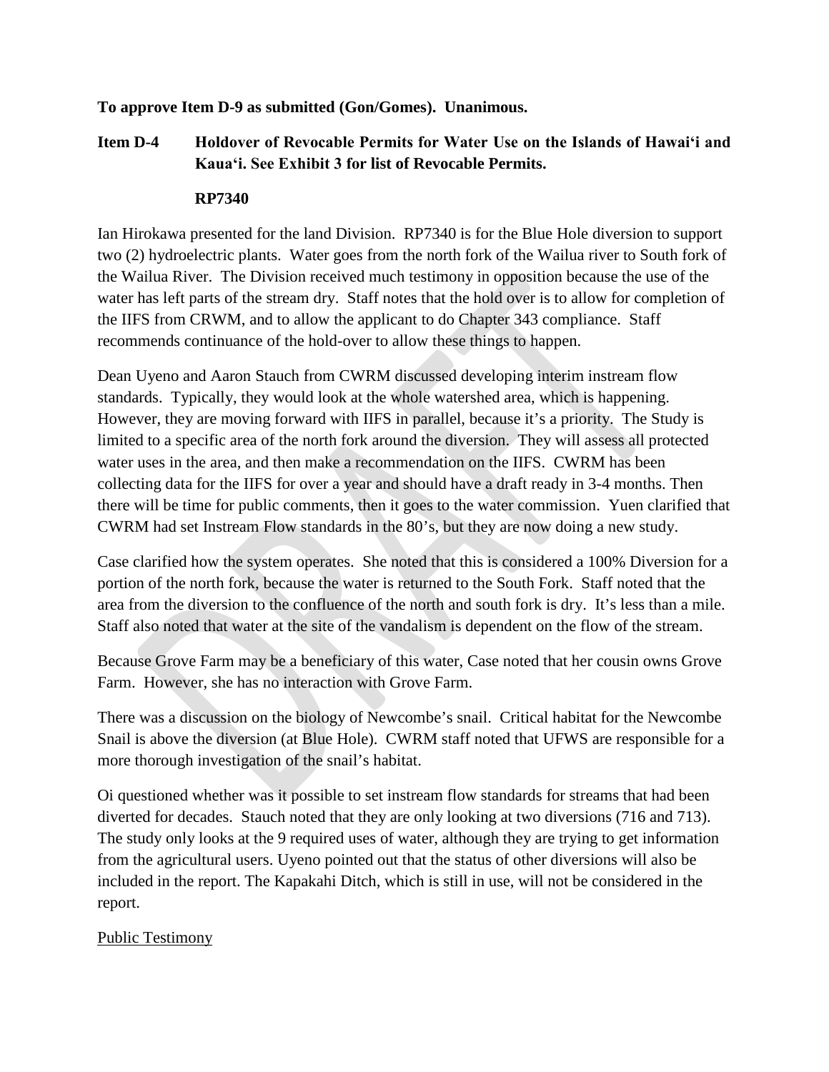**To approve Item D-9 as submitted (Gon/Gomes). Unanimous.**

**Item D-4 Holdover of Revocable Permits for Water Use on the Islands of Hawai'i and Kaua'i. See Exhibit 3 for list of Revocable Permits.**

**RP7340**

Ian Hirokawa presented for the land Division. RP7340 is for the Blue Hole diversion to support two (2) hydroelectric plants. Water goes from the north fork of the Wailua river to South fork of the Wailua River. The Division received much testimony in opposition because the use of the water has left parts of the stream dry. Staff notes that the hold over is to allow for completion of the IIFS from CRWM, and to allow the applicant to do Chapter 343 compliance. Staff recommends continuance of the hold-over to allow these things to happen.

Dean Uyeno and Aaron Stauch from CWRM discussed developing interim instream flow standards. Typically, they would look at the whole watershed area, which is happening. However, they are moving forward with IIFS in parallel, because it's a priority. The Study is limited to a specific area of the north fork around the diversion. They will assess all protected water uses in the area, and then make a recommendation on the IIFS. CWRM has been collecting data for the IIFS for over a year and should have a draft ready in 3-4 months. Then there will be time for public comments, then it goes to the water commission. Yuen clarified that CWRM had set Instream Flow standards in the 80's, but they are now doing a new study.

Case clarified how the system operates. She noted that this is considered a 100% Diversion for a portion of the north fork, because the water is returned to the South Fork. Staff noted that the area from the diversion to the confluence of the north and south fork is dry. It's less than a mile. Staff also noted that water at the site of the vandalism is dependent on the flow of the stream.

Because Grove Farm may be a beneficiary of this water, Case noted that her cousin owns Grove Farm. However, she has no interaction with Grove Farm.

There was a discussion on the biology of Newcombe's snail. Critical habitat for the Newcombe Snail is above the diversion (at Blue Hole). CWRM staff noted that UFWS are responsible for a more thorough investigation of the snail's habitat.

Oi questioned whether was it possible to set instream flow standards for streams that had been diverted for decades. Stauch noted that they are only looking at two diversions (716 and 713). The study only looks at the 9 required uses of water, although they are trying to get information from the agricultural users. Uyeno pointed out that the status of other diversions will also be included in the report. The Kapakahi Ditch, which is still in use, will not be considered in the report.

<u>Public Testimony</u>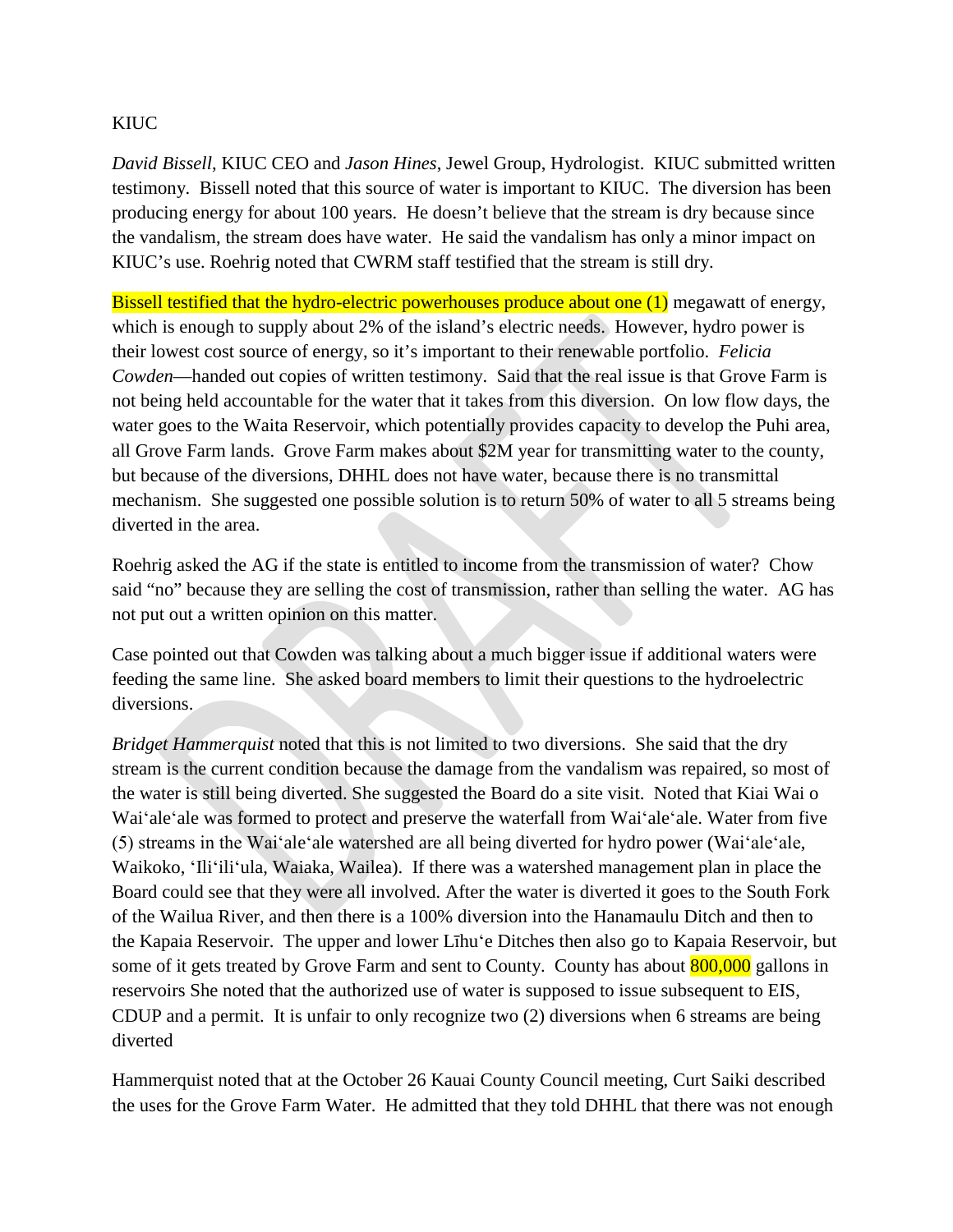KIUC

*David Bissell*, KIUC CEO and *Jason Hines*, Jewel Group, Hydrologist. KIUC submitted written testimony. Bissell noted that this source of water is important to KIUC. The diversion has been producing energy for about 100 years. He doesn't believe that the stream is dry because since the vandalism, the stream does have water. He said the vandalism has only a minor impact on KIUC's use. Roehrig noted that CWRM staff testified that the stream is still dry.

Bissell testified that the hydro-electric powerhouses produce about one (1) megawatt of energy, which is enough to supply about 2% of the island's electric needs. However, hydro power is their lowest cost source of energy, so it's important to their renewable portfolio. *Felicia Cowden*—handed out copies of written testimony. Said that the real issue is that Grove Farm is not being held accountable for the water that it takes from this diversion. On low flow days, the water goes to the Waita Reservoir, which potentially provides capacity to develop the Puhi area, all Grove Farm lands. Grove Farm makes about $2M year for transmitting water to the county, but because of the diversions, DHHL does not have water, because there is no transmittal mechanism. She suggested one possible solution is to return 50% of water to all 5 streams being diverted in the area.

Roehrig asked the AG if the state is entitled to income from the transmission of water? Chow said "no" because they are selling the cost of transmission, rather than selling the water. AG has not put out a written opinion on this matter.

Case pointed out that Cowden was talking about a much bigger issue if additional waters were feeding the same line. She asked board members to limit their questions to the hydroelectric diversions.

*Bridget Hammerquist* noted that this is not limited to two diversions. She said that the dry stream is the current condition because the damage from the vandalism was repaired, so most of the water is still being diverted. She suggested the Board do a site visit. Noted that Kiai Wai o Waiʻaleʻale was formed to protect and preserve the waterfall from Waiʻaleʻale. Water from five (5) streams in the Waiʻaleʻale watershed are all being diverted for hydro power (Waiʻaleʻale, Waikoko, ʻIliʻiliʻula, Waiaka, Wailea). If there was a watershed management plan in place the Board could see that they were all involved. After the water is diverted it goes to the South Fork of the Wailua River, and then there is a 100% diversion into the Hanamaulu Ditch and then to the Kapaia Reservoir. The upper and lower Līhuʻe Ditches then also go to Kapaia Reservoir, but some of it gets treated by Grove Farm and sent to County. County has about 800,000 gallons in reservoirs She noted that the authorized use of water is supposed to issue subsequent to EIS, CDUP and a permit. It is unfair to only recognize two (2) diversions when 6 streams are being diverted

Hammerquist noted that at the October 26 Kauai County Council meeting, Curt Saiki described the uses for the Grove Farm Water. He admitted that they told DHHL that there was not enough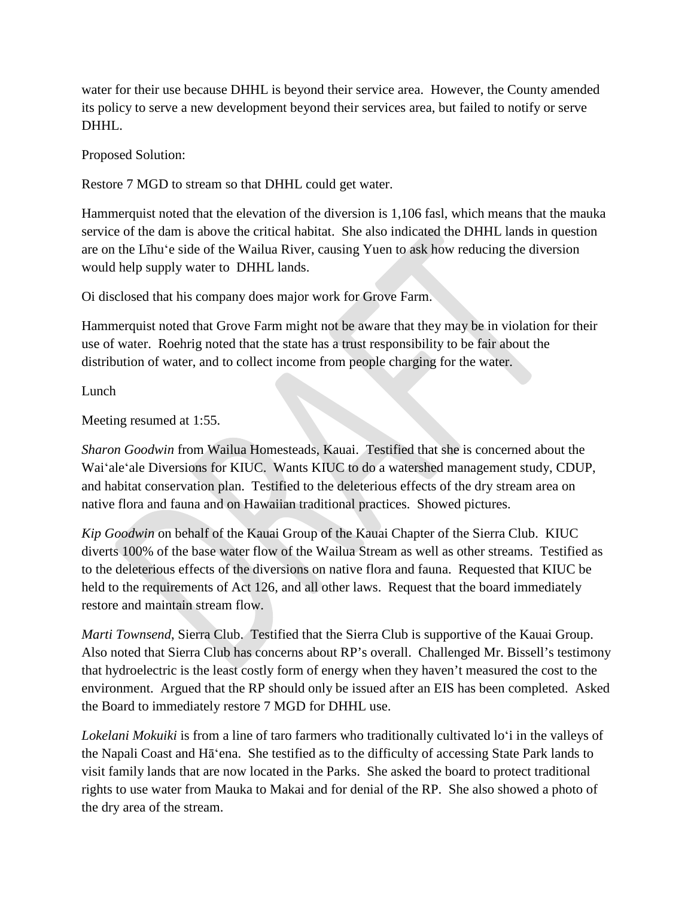water for their use because DHHL is beyond their service area. However, the County amended its policy to serve a new development beyond their services area, but failed to notify or serve DHHL.

Proposed Solution:

Restore 7 MGD to stream so that DHHL could get water.

Hammerquist noted that the elevation of the diversion is 1,106 fasl, which means that the mauka service of the dam is above the critical habitat. She also indicated the DHHL lands in question are on the Līhu'e side of the Wailua River, causing Yuen to ask how reducing the diversion would help supply water to DHHL lands.

Oi disclosed that his company does major work for Grove Farm.

Hammerquist noted that Grove Farm might not be aware that they may be in violation for their use of water. Roehrig noted that the state has a trust responsibility to be fair about the distribution of water, and to collect income from people charging for the water.

Lunch

Meeting resumed at 1:55.

*Sharon Goodwin* from Wailua Homesteads, Kauai. Testified that she is concerned about the Wai'ale'ale Diversions for KIUC. Wants KIUC to do a watershed management study, CDUP, and habitat conservation plan. Testified to the deleterious effects of the dry stream area on native flora and fauna and on Hawaiian traditional practices. Showed pictures.

*Kip Goodwin* on behalf of the Kauai Group of the Kauai Chapter of the Sierra Club. KIUC diverts 100% of the base water flow of the Wailua Stream as well as other streams. Testified as to the deleterious effects of the diversions on native flora and fauna. Requested that KIUC be held to the requirements of Act 126, and all other laws. Request that the board immediately restore and maintain stream flow.

*Marti Townsend*, Sierra Club. Testified that the Sierra Club is supportive of the Kauai Group. Also noted that Sierra Club has concerns about RP's overall. Challenged Mr. Bissell's testimony that hydroelectric is the least costly form of energy when they haven't measured the cost to the environment. Argued that the RP should only be issued after an EIS has been completed. Asked the Board to immediately restore 7 MGD for DHHL use.

*Lokelani Mokuiki* is from a line of taro farmers who traditionally cultivated lo'i in the valleys of the Napali Coast and Hā'ena. She testified as to the difficulty of accessing State Park lands to visit family lands that are now located in the Parks. She asked the board to protect traditional rights to use water from Mauka to Makai and for denial of the RP. She also showed a photo of the dry area of the stream.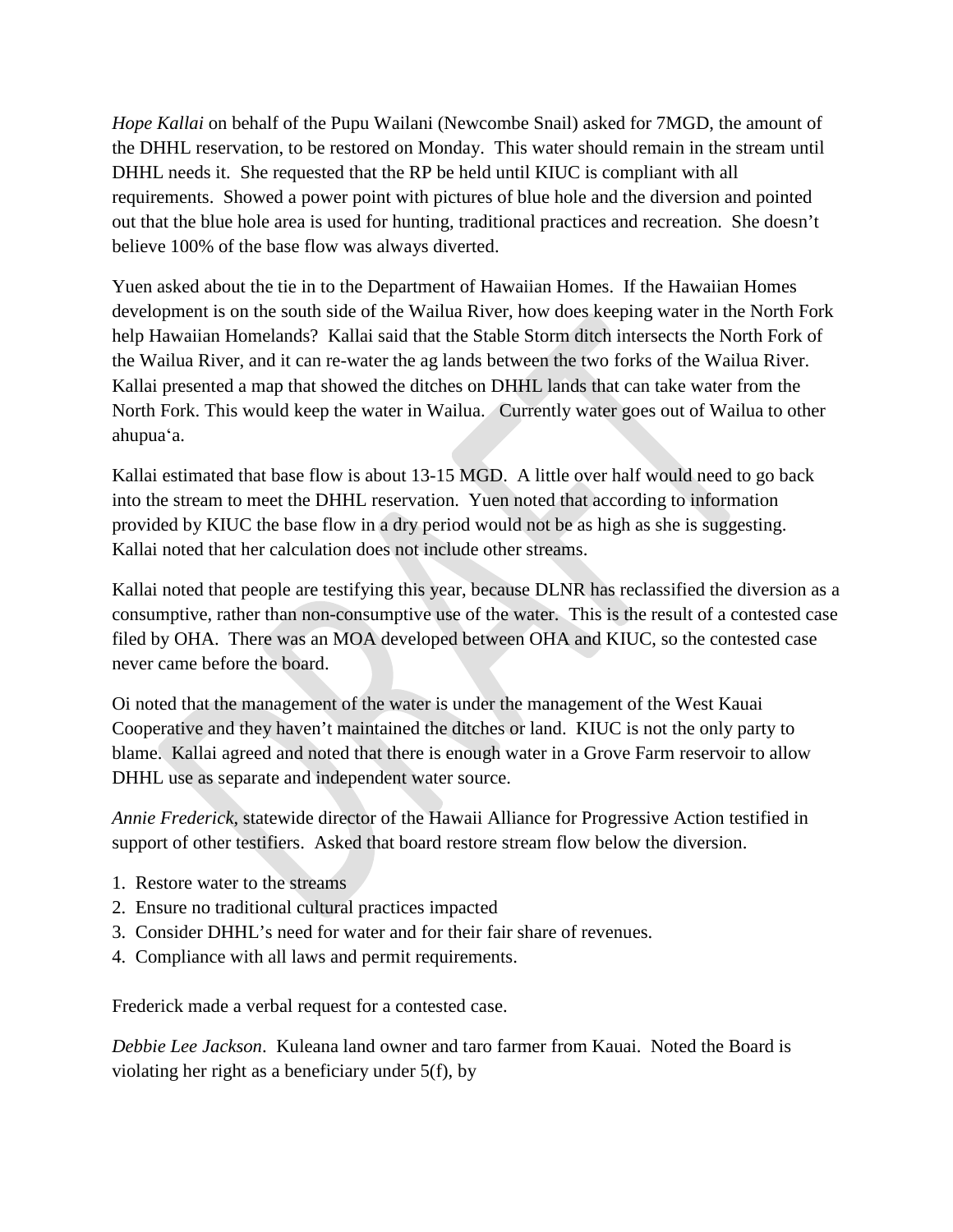*Hope Kallai* on behalf of the Pupu Wailani (Newcombe Snail) asked for 7MGD, the amount of the DHHL reservation, to be restored on Monday. This water should remain in the stream until DHHL needs it. She requested that the RP be held until KIUC is compliant with all requirements. Showed a power point with pictures of blue hole and the diversion and pointed out that the blue hole area is used for hunting, traditional practices and recreation. She doesn't believe 100% of the base flow was always diverted.

Yuen asked about the tie in to the Department of Hawaiian Homes. If the Hawaiian Homes development is on the south side of the Wailua River, how does keeping water in the North Fork help Hawaiian Homelands? Kallai said that the Stable Storm ditch intersects the North Fork of the Wailua River, and it can re-water the ag lands between the two forks of the Wailua River. Kallai presented a map that showed the ditches on DHHL lands that can take water from the North Fork. This would keep the water in Wailua. Currently water goes out of Wailua to other ahupuaʻa.

Kallai estimated that base flow is about 13-15 MGD. A little over half would need to go back into the stream to meet the DHHL reservation. Yuen noted that according to information provided by KIUC the base flow in a dry period would not be as high as she is suggesting. Kallai noted that her calculation does not include other streams.

Kallai noted that people are testifying this year, because DLNR has reclassified the diversion as a consumptive, rather than non-consumptive use of the water. This is the result of a contested case filed by OHA. There was an MOA developed between OHA and KIUC, so the contested case never came before the board.

Oi noted that the management of the water is under the management of the West Kauai Cooperative and they haven't maintained the ditches or land. KIUC is not the only party to blame. Kallai agreed and noted that there is enough water in a Grove Farm reservoir to allow DHHL use as separate and independent water source.

*Annie Frederick*, statewide director of the Hawaii Alliance for Progressive Action testified in support of other testifiers. Asked that board restore stream flow below the diversion.

1. Restore water to the streams
2. Ensure no traditional cultural practices impacted
3. Consider DHHL's need for water and for their fair share of revenues.
4. Compliance with all laws and permit requirements.

Frederick made a verbal request for a contested case.

*Debbie Lee Jackson*. Kuleana land owner and taro farmer from Kauai. Noted the Board is violating her right as a beneficiary under 5(f), by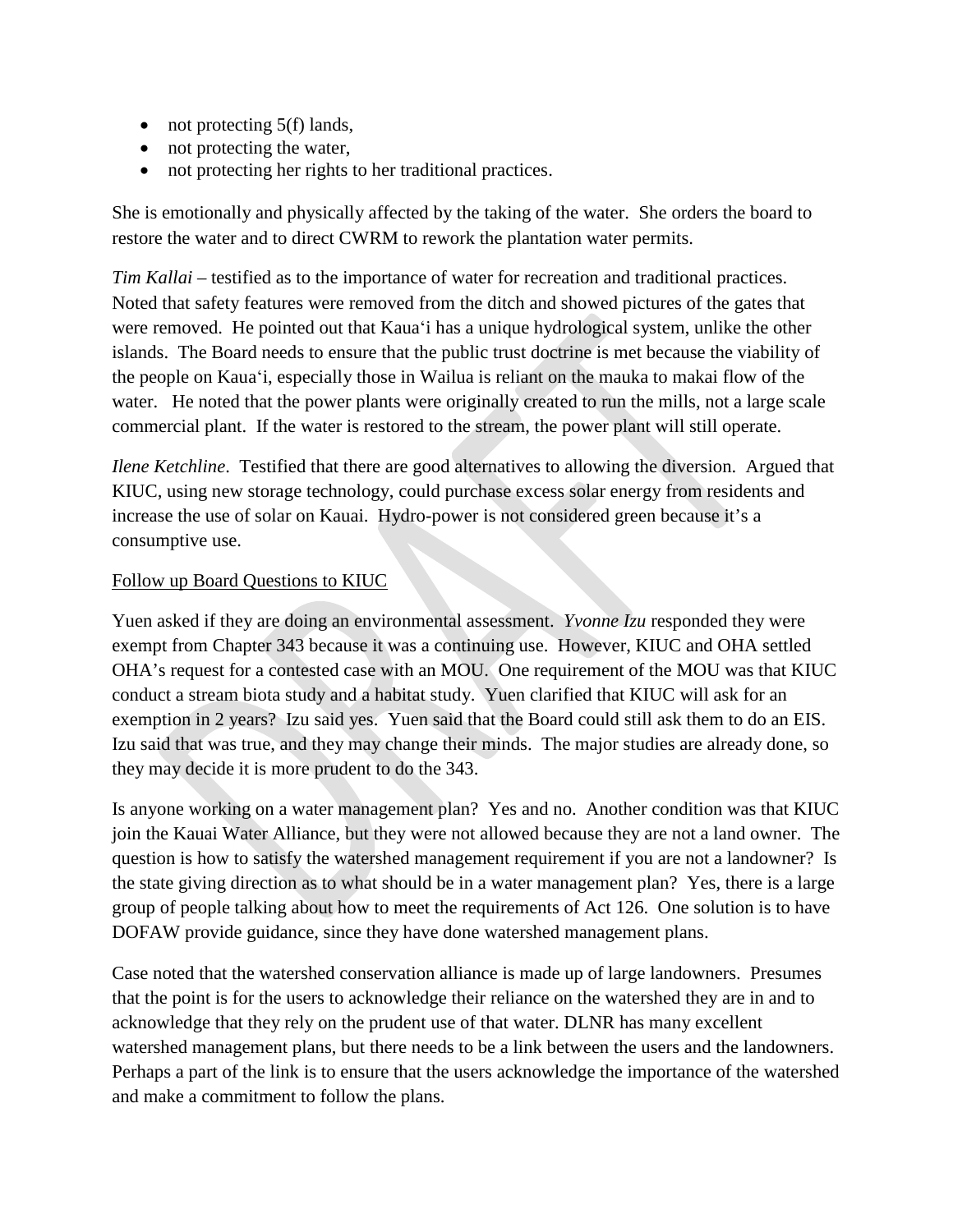- not protecting 5(f) lands,
- not protecting the water,
- not protecting her rights to her traditional practices.

She is emotionally and physically affected by the taking of the water. She orders the board to restore the water and to direct CWRM to rework the plantation water permits.

*Tim Kallai* – testified as to the importance of water for recreation and traditional practices. Noted that safety features were removed from the ditch and showed pictures of the gates that were removed. He pointed out that Kaua'i has a unique hydrological system, unlike the other islands. The Board needs to ensure that the public trust doctrine is met because the viability of the people on Kaua'i, especially those in Wailua is reliant on the mauka to makai flow of the water. He noted that the power plants were originally created to run the mills, not a large scale commercial plant. If the water is restored to the stream, the power plant will still operate.

*Ilene Ketchline*. Testified that there are good alternatives to allowing the diversion. Argued that KIUC, using new storage technology, could purchase excess solar energy from residents and increase the use of solar on Kauai. Hydro-power is not considered green because it's a consumptive use.

<u>Follow up Board Questions to KIUC</u>

Yuen asked if they are doing an environmental assessment. *Yvonne Izu* responded they were exempt from Chapter 343 because it was a continuing use. However, KIUC and OHA settled OHA's request for a contested case with an MOU. One requirement of the MOU was that KIUC conduct a stream biota study and a habitat study. Yuen clarified that KIUC will ask for an exemption in 2 years? Izu said yes. Yuen said that the Board could still ask them to do an EIS. Izu said that was true, and they may change their minds. The major studies are already done, so they may decide it is more prudent to do the 343.

Is anyone working on a water management plan? Yes and no. Another condition was that KIUC join the Kauai Water Alliance, but they were not allowed because they are not a land owner. The question is how to satisfy the watershed management requirement if you are not a landowner? Is the state giving direction as to what should be in a water management plan? Yes, there is a large group of people talking about how to meet the requirements of Act 126. One solution is to have DOFAW provide guidance, since they have done watershed management plans.

Case noted that the watershed conservation alliance is made up of large landowners. Presumes that the point is for the users to acknowledge their reliance on the watershed they are in and to acknowledge that they rely on the prudent use of that water. DLNR has many excellent watershed management plans, but there needs to be a link between the users and the landowners. Perhaps a part of the link is to ensure that the users acknowledge the importance of the watershed and make a commitment to follow the plans.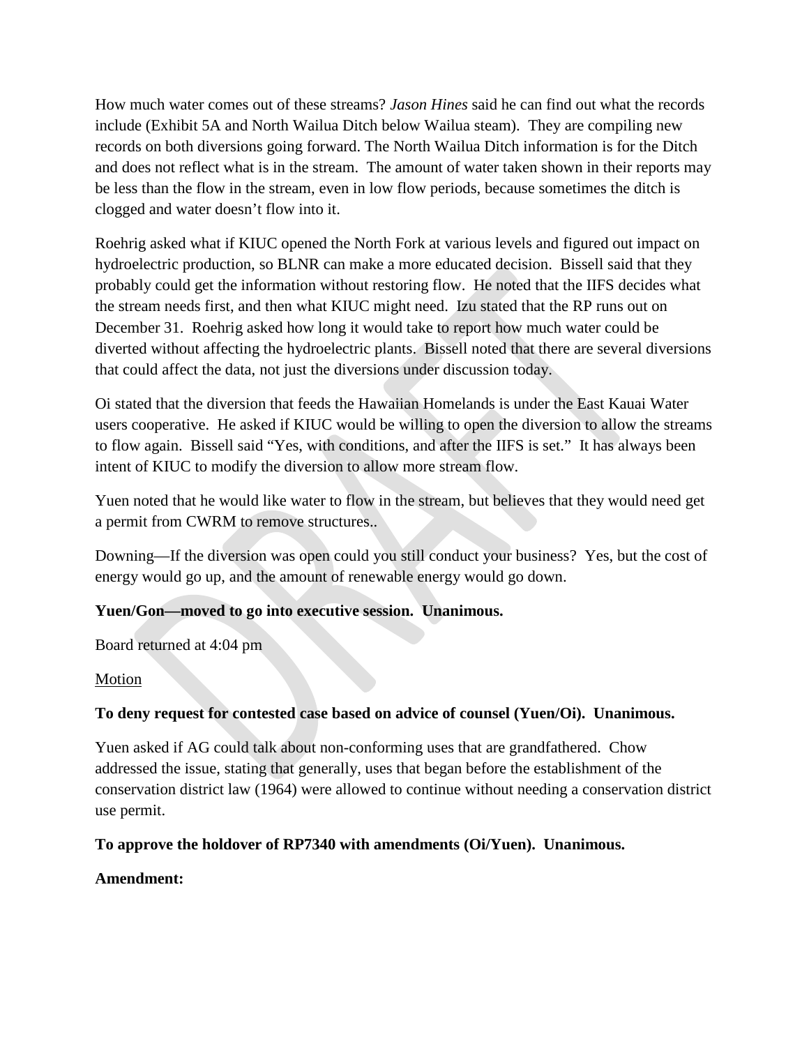How much water comes out of these streams? *Jason Hines* said he can find out what the records include (Exhibit 5A and North Wailua Ditch below Wailua steam). They are compiling new records on both diversions going forward. The North Wailua Ditch information is for the Ditch and does not reflect what is in the stream. The amount of water taken shown in their reports may be less than the flow in the stream, even in low flow periods, because sometimes the ditch is clogged and water doesn't flow into it.

Roehrig asked what if KIUC opened the North Fork at various levels and figured out impact on hydroelectric production, so BLNR can make a more educated decision. Bissell said that they probably could get the information without restoring flow. He noted that the IIFS decides what the stream needs first, and then what KIUC might need. Izu stated that the RP runs out on December 31. Roehrig asked how long it would take to report how much water could be diverted without affecting the hydroelectric plants. Bissell noted that there are several diversions that could affect the data, not just the diversions under discussion today.

Oi stated that the diversion that feeds the Hawaiian Homelands is under the East Kauai Water users cooperative. He asked if KIUC would be willing to open the diversion to allow the streams to flow again. Bissell said "Yes, with conditions, and after the IIFS is set." It has always been intent of KIUC to modify the diversion to allow more stream flow.

Yuen noted that he would like water to flow in the stream, but believes that they would need get a permit from CWRM to remove structures..

Downing—If the diversion was open could you still conduct your business? Yes, but the cost of energy would go up, and the amount of renewable energy would go down.

**Yuen/Gon—moved to go into executive session. Unanimous.**

Board returned at 4:04 pm

<u>Motion</u>

**To deny request for contested case based on advice of counsel (Yuen/Oi). Unanimous.**

Yuen asked if AG could talk about non-conforming uses that are grandfathered. Chow addressed the issue, stating that generally, uses that began before the establishment of the conservation district law (1964) were allowed to continue without needing a conservation district use permit.

**To approve the holdover of RP7340 with amendments (Oi/Yuen). Unanimous.**

**Amendment:**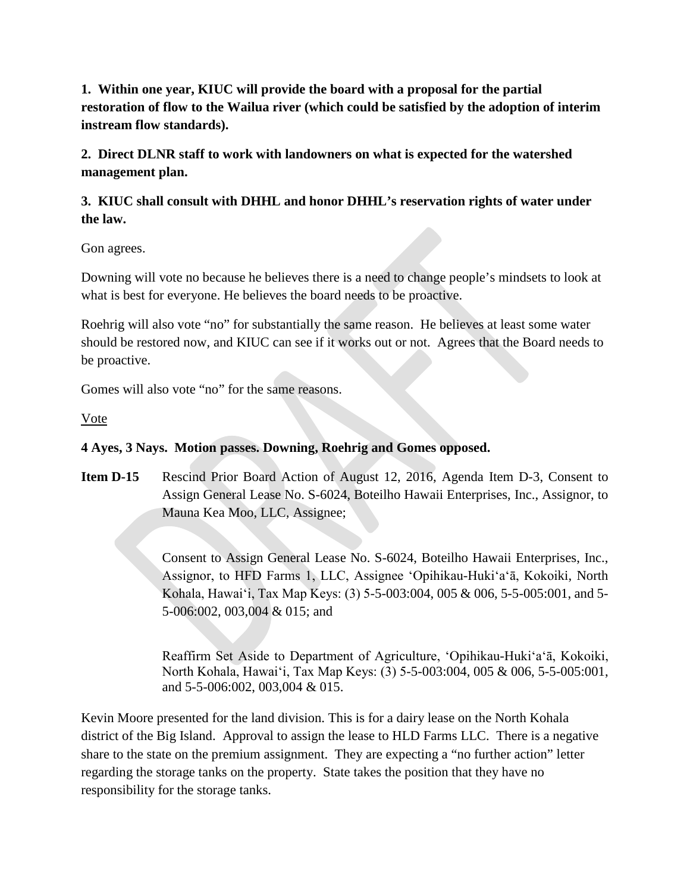**1. Within one year, KIUC will provide the board with a proposal for the partial restoration of flow to the Wailua river (which could be satisfied by the adoption of interim instream flow standards).**

**2. Direct DLNR staff to work with landowners on what is expected for the watershed management plan.**

**3. KIUC shall consult with DHHL and honor DHHL's reservation rights of water under the law.**

Gon agrees.

Downing will vote no because he believes there is a need to change people's mindsets to look at what is best for everyone. He believes the board needs to be proactive.

Roehrig will also vote "no" for substantially the same reason. He believes at least some water should be restored now, and KIUC can see if it works out or not. Agrees that the Board needs to be proactive.

Gomes will also vote "no" for the same reasons.

Vote

**4 Ayes, 3 Nays. Motion passes. Downing, Roehrig and Gomes opposed.**

**Item D-15** Rescind Prior Board Action of August 12, 2016, Agenda Item D-3, Consent to Assign General Lease No. S-6024, Boteilho Hawaii Enterprises, Inc., Assignor, to Mauna Kea Moo, LLC, Assignee;

Consent to Assign General Lease No. S-6024, Boteilho Hawaii Enterprises, Inc., Assignor, to HFD Farms 1, LLC, Assignee ʻOpihikau-Hukiʻaʻā, Kokoiki, North Kohala, Hawaiʻi, Tax Map Keys: (3) 5-5-003:004, 005 & 006, 5-5-005:001, and 5-5-006:002, 003,004 & 015; and

Reaffirm Set Aside to Department of Agriculture, ʻOpihikau-Hukiʻaʻā, Kokoiki, North Kohala, Hawaiʻi, Tax Map Keys: (3) 5-5-003:004, 005 & 006, 5-5-005:001, and 5-5-006:002, 003,004 & 015.

Kevin Moore presented for the land division. This is for a dairy lease on the North Kohala district of the Big Island. Approval to assign the lease to HLD Farms LLC. There is a negative share to the state on the premium assignment. They are expecting a "no further action" letter regarding the storage tanks on the property. State takes the position that they have no responsibility for the storage tanks.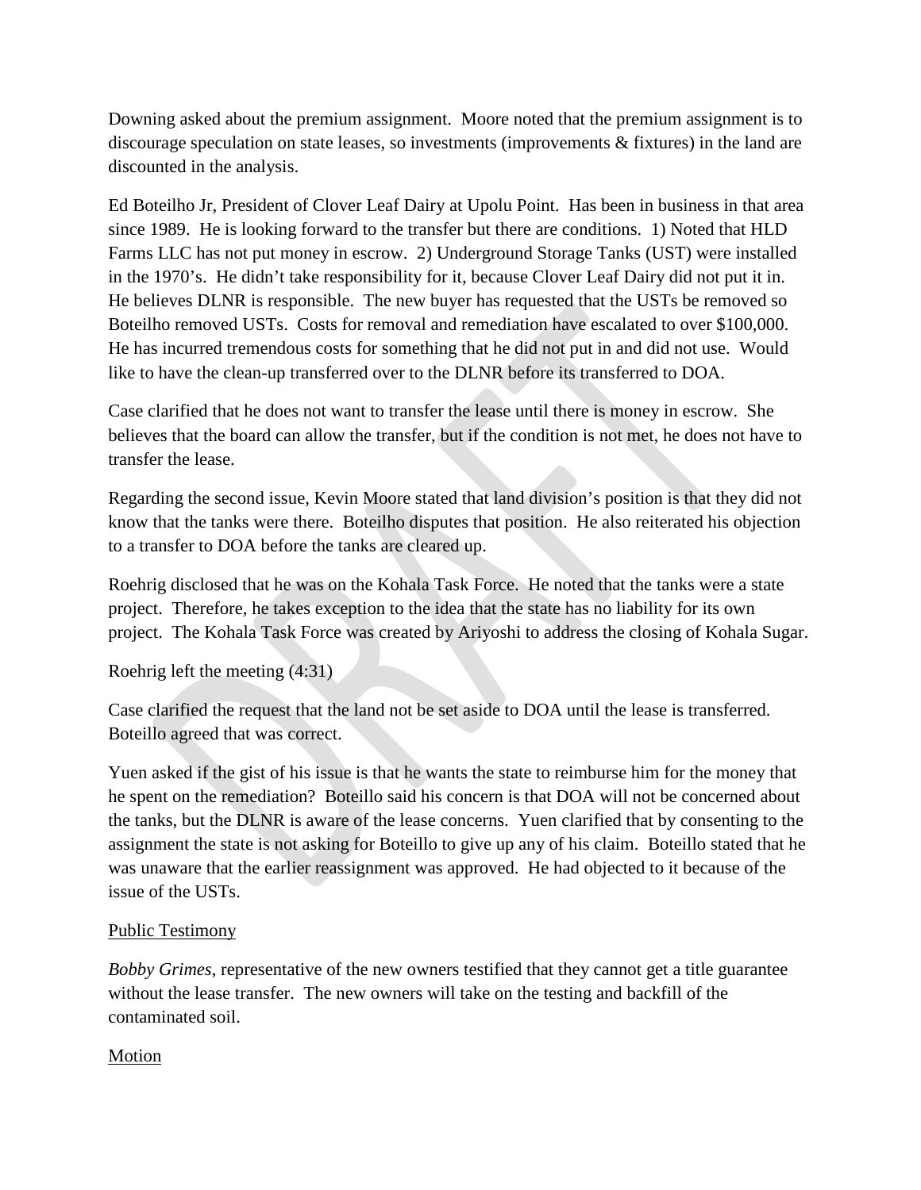Downing asked about the premium assignment. Moore noted that the premium assignment is to discourage speculation on state leases, so investments (improvements & fixtures) in the land are discounted in the analysis.

Ed Boteilho Jr, President of Clover Leaf Dairy at Upolu Point. Has been in business in that area since 1989. He is looking forward to the transfer but there are conditions. 1) Noted that HLD Farms LLC has not put money in escrow. 2) Underground Storage Tanks (UST) were installed in the 1970's. He didn't take responsibility for it, because Clover Leaf Dairy did not put it in. He believes DLNR is responsible. The new buyer has requested that the USTs be removed so Boteilho removed USTs. Costs for removal and remediation have escalated to over $100,000. He has incurred tremendous costs for something that he did not put in and did not use. Would like to have the clean-up transferred over to the DLNR before its transferred to DOA.

Case clarified that he does not want to transfer the lease until there is money in escrow. She believes that the board can allow the transfer, but if the condition is not met, he does not have to transfer the lease.

Regarding the second issue, Kevin Moore stated that land division's position is that they did not know that the tanks were there. Boteilho disputes that position. He also reiterated his objection to a transfer to DOA before the tanks are cleared up.

Roehrig disclosed that he was on the Kohala Task Force. He noted that the tanks were a state project. Therefore, he takes exception to the idea that the state has no liability for its own project. The Kohala Task Force was created by Ariyoshi to address the closing of Kohala Sugar.

Roehrig left the meeting (4:31)

Case clarified the request that the land not be set aside to DOA until the lease is transferred. Boteillo agreed that was correct.

Yuen asked if the gist of his issue is that he wants the state to reimburse him for the money that he spent on the remediation? Boteillo said his concern is that DOA will not be concerned about the tanks, but the DLNR is aware of the lease concerns. Yuen clarified that by consenting to the assignment the state is not asking for Boteillo to give up any of his claim. Boteillo stated that he was unaware that the earlier reassignment was approved. He had objected to it because of the issue of the USTs.

<u>Public Testimony</u>

*Bobby Grimes*, representative of the new owners testified that they cannot get a title guarantee without the lease transfer. The new owners will take on the testing and backfill of the contaminated soil.

<u>Motion</u>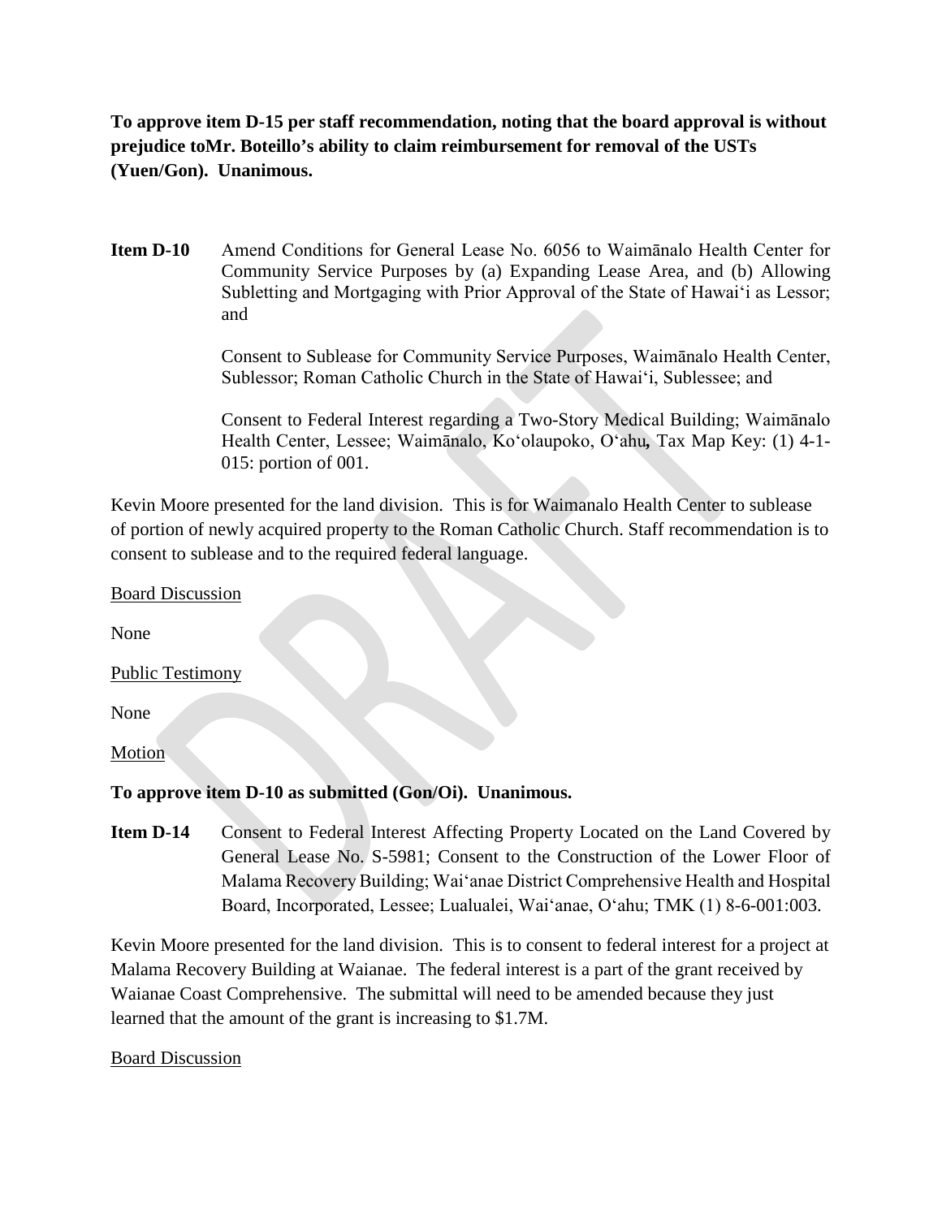**To approve item D-15 per staff recommendation, noting that the board approval is without prejudice toMr. Boteillo's ability to claim reimbursement for removal of the USTs (Yuen/Gon). Unanimous.**

**Item D-10** Amend Conditions for General Lease No. 6056 to Waimānalo Health Center for Community Service Purposes by (a) Expanding Lease Area, and (b) Allowing Subletting and Mortgaging with Prior Approval of the State of Hawai'i as Lessor; and

Consent to Sublease for Community Service Purposes, Waimānalo Health Center, Sublessor; Roman Catholic Church in the State of Hawai'i, Sublessee; and

Consent to Federal Interest regarding a Two-Story Medical Building; Waimānalo Health Center, Lessee; Waimānalo, Ko'olaupoko, O'ahu**,** Tax Map Key: (1) 4-1-015: portion of 001.

Kevin Moore presented for the land division. This is for Waimanalo Health Center to sublease of portion of newly acquired property to the Roman Catholic Church. Staff recommendation is to consent to sublease and to the required federal language.

Board Discussion

None

Public Testimony

None

Motion

**To approve item D-10 as submitted (Gon/Oi). Unanimous.**

**Item D-14** Consent to Federal Interest Affecting Property Located on the Land Covered by General Lease No. S-5981; Consent to the Construction of the Lower Floor of Malama Recovery Building; Wai'anae District Comprehensive Health and Hospital Board, Incorporated, Lessee; Lualualei, Wai'anae, O'ahu; TMK (1) 8-6-001:003.

Kevin Moore presented for the land division. This is to consent to federal interest for a project at Malama Recovery Building at Waianae. The federal interest is a part of the grant received by Waianae Coast Comprehensive. The submittal will need to be amended because they just learned that the amount of the grant is increasing to \$1.7M.

Board Discussion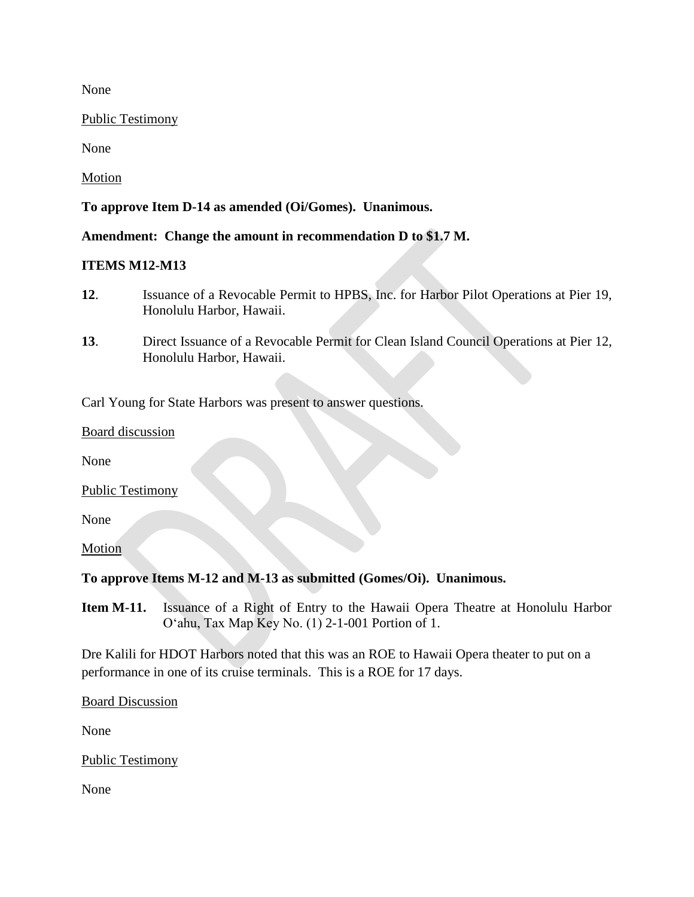None

Public Testimony

None

Motion

**To approve Item D-14 as amended (Oi/Gomes). Unanimous.**

**Amendment: Change the amount in recommendation D to $1.7 M.**

**ITEMS M12-M13**

**12**. Issuance of a Revocable Permit to HPBS, Inc. for Harbor Pilot Operations at Pier 19, Honolulu Harbor, Hawaii.

**13**. Direct Issuance of a Revocable Permit for Clean Island Council Operations at Pier 12, Honolulu Harbor, Hawaii.

Carl Young for State Harbors was present to answer questions.

Board discussion

None

Public Testimony

None

Motion

**To approve Items M-12 and M-13 as submitted (Gomes/Oi). Unanimous.**

**Item M-11.** Issuance of a Right of Entry to the Hawaii Opera Theatre at Honolulu Harbor O'ahu, Tax Map Key No. (1) 2-1-001 Portion of 1.

Dre Kalili for HDOT Harbors noted that this was an ROE to Hawaii Opera theater to put on a performance in one of its cruise terminals. This is a ROE for 17 days.

Board Discussion

None

Public Testimony

None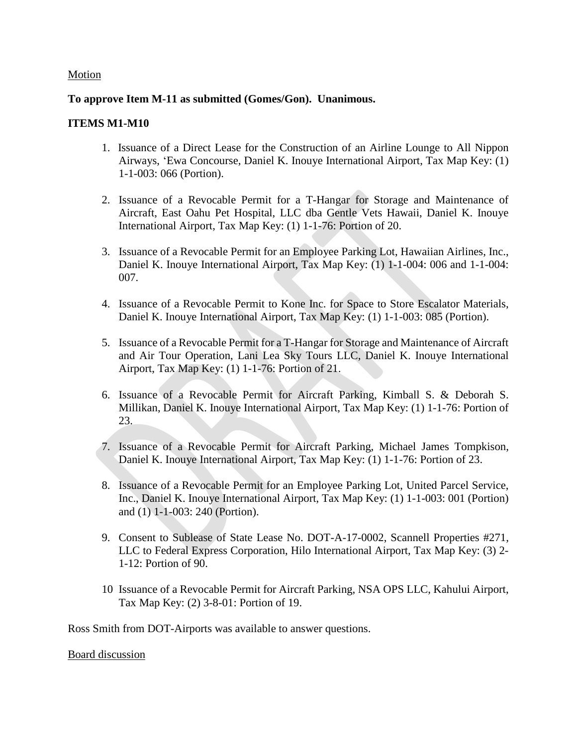Motion

**To approve Item M-11 as submitted (Gomes/Gon). Unanimous.**

**ITEMS M1-M10**

1. Issuance of a Direct Lease for the Construction of an Airline Lounge to All Nippon Airways, 'Ewa Concourse, Daniel K. Inouye International Airport, Tax Map Key: (1) 1-1-003: 066 (Portion).

2. Issuance of a Revocable Permit for a T-Hangar for Storage and Maintenance of Aircraft, East Oahu Pet Hospital, LLC dba Gentle Vets Hawaii, Daniel K. Inouye International Airport, Tax Map Key: (1) 1-1-76: Portion of 20.

3. Issuance of a Revocable Permit for an Employee Parking Lot, Hawaiian Airlines, Inc., Daniel K. Inouye International Airport, Tax Map Key: (1) 1-1-004: 006 and 1-1-004: 007.

4. Issuance of a Revocable Permit to Kone Inc. for Space to Store Escalator Materials, Daniel K. Inouye International Airport, Tax Map Key: (1) 1-1-003: 085 (Portion).

5. Issuance of a Revocable Permit for a T-Hangar for Storage and Maintenance of Aircraft and Air Tour Operation, Lani Lea Sky Tours LLC, Daniel K. Inouye International Airport, Tax Map Key: (1) 1-1-76: Portion of 21.

6. Issuance of a Revocable Permit for Aircraft Parking, Kimball S. & Deborah S. Millikan, Daniel K. Inouye International Airport, Tax Map Key: (1) 1-1-76: Portion of 23.

7. Issuance of a Revocable Permit for Aircraft Parking, Michael James Tompkison, Daniel K. Inouye International Airport, Tax Map Key: (1) 1-1-76: Portion of 23.

8. Issuance of a Revocable Permit for an Employee Parking Lot, United Parcel Service, Inc., Daniel K. Inouye International Airport, Tax Map Key: (1) 1-1-003: 001 (Portion) and (1) 1-1-003: 240 (Portion).

9. Consent to Sublease of State Lease No. DOT-A-17-0002, Scannell Properties #271, LLC to Federal Express Corporation, Hilo International Airport, Tax Map Key: (3) 2-1-12: Portion of 90.

10 Issuance of a Revocable Permit for Aircraft Parking, NSA OPS LLC, Kahului Airport, Tax Map Key: (2) 3-8-01: Portion of 19.

Ross Smith from DOT-Airports was available to answer questions.

Board discussion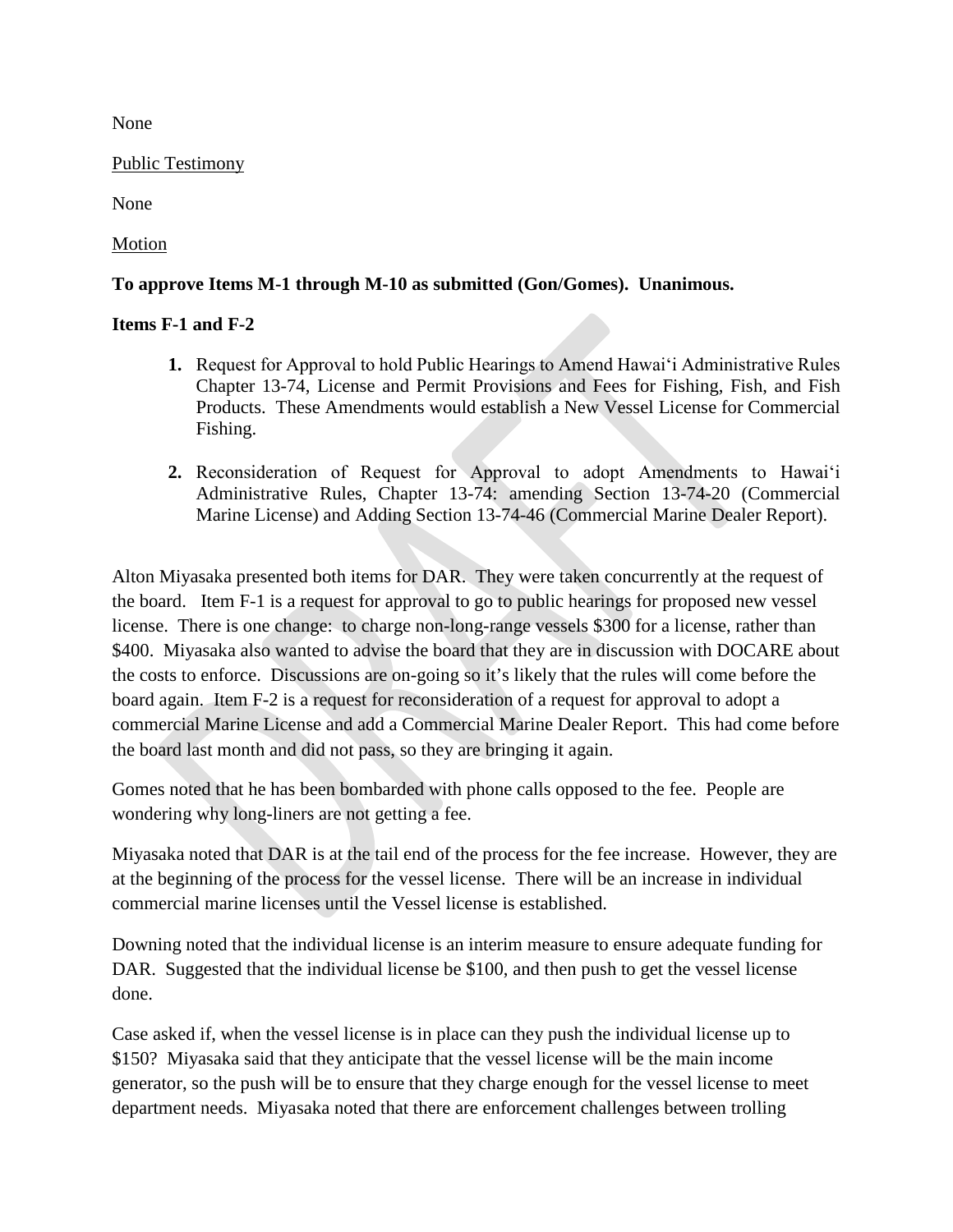None

Public Testimony

None

Motion

**To approve Items M-1 through M-10 as submitted (Gon/Gomes). Unanimous.**

**Items F-1 and F-2**

1. Request for Approval to hold Public Hearings to Amend Hawaiʻi Administrative Rules Chapter 13-74, License and Permit Provisions and Fees for Fishing, Fish, and Fish Products. These Amendments would establish a New Vessel License for Commercial Fishing.

2. Reconsideration of Request for Approval to adopt Amendments to Hawaiʻi Administrative Rules, Chapter 13-74: amending Section 13-74-20 (Commercial Marine License) and Adding Section 13-74-46 (Commercial Marine Dealer Report).

Alton Miyasaka presented both items for DAR. They were taken concurrently at the request of the board. Item F-1 is a request for approval to go to public hearings for proposed new vessel license. There is one change: to charge non-long-range vessels $300 for a license, rather than $400. Miyasaka also wanted to advise the board that they are in discussion with DOCARE about the costs to enforce. Discussions are on-going so it's likely that the rules will come before the board again. Item F-2 is a request for reconsideration of a request for approval to adopt a commercial Marine License and add a Commercial Marine Dealer Report. This had come before the board last month and did not pass, so they are bringing it again.

Gomes noted that he has been bombarded with phone calls opposed to the fee. People are wondering why long-liners are not getting a fee.

Miyasaka noted that DAR is at the tail end of the process for the fee increase. However, they are at the beginning of the process for the vessel license. There will be an increase in individual commercial marine licenses until the Vessel license is established.

Downing noted that the individual license is an interim measure to ensure adequate funding for DAR. Suggested that the individual license be $100, and then push to get the vessel license done.

Case asked if, when the vessel license is in place can they push the individual license up to $150? Miyasaka said that they anticipate that the vessel license will be the main income generator, so the push will be to ensure that they charge enough for the vessel license to meet department needs. Miyasaka noted that there are enforcement challenges between trolling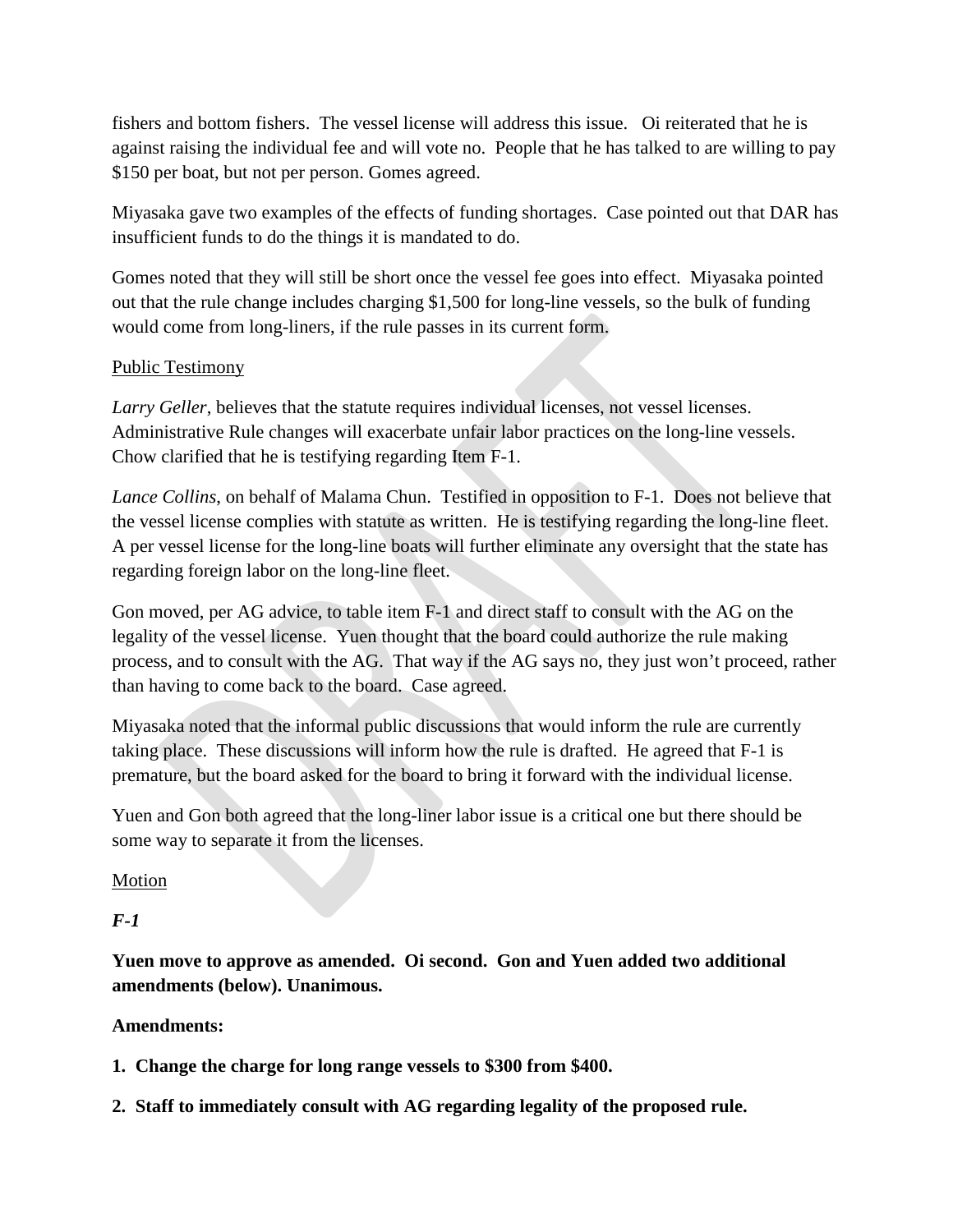fishers and bottom fishers. The vessel license will address this issue. Oi reiterated that he is against raising the individual fee and will vote no. People that he has talked to are willing to pay $150 per boat, but not per person. Gomes agreed.

Miyasaka gave two examples of the effects of funding shortages. Case pointed out that DAR has insufficient funds to do the things it is mandated to do.

Gomes noted that they will still be short once the vessel fee goes into effect. Miyasaka pointed out that the rule change includes charging $1,500 for long-line vessels, so the bulk of funding would come from long-liners, if the rule passes in its current form.

<u>Public Testimony</u>

*Larry Geller*, believes that the statute requires individual licenses, not vessel licenses. Administrative Rule changes will exacerbate unfair labor practices on the long-line vessels. Chow clarified that he is testifying regarding Item F-1.

*Lance Collins*, on behalf of Malama Chun. Testified in opposition to F-1. Does not believe that the vessel license complies with statute as written. He is testifying regarding the long-line fleet. A per vessel license for the long-line boats will further eliminate any oversight that the state has regarding foreign labor on the long-line fleet.

Gon moved, per AG advice, to table item F-1 and direct staff to consult with the AG on the legality of the vessel license. Yuen thought that the board could authorize the rule making process, and to consult with the AG. That way if the AG says no, they just won't proceed, rather than having to come back to the board. Case agreed.

Miyasaka noted that the informal public discussions that would inform the rule are currently taking place. These discussions will inform how the rule is drafted. He agreed that F-1 is premature, but the board asked for the board to bring it forward with the individual license.

Yuen and Gon both agreed that the long-liner labor issue is a critical one but there should be some way to separate it from the licenses.

<u>Motion</u>

***F-1***

**Yuen move to approve as amended. Oi second. Gon and Yuen added two additional amendments (below). Unanimous.**

**Amendments:**

1. **Change the charge for long range vessels to $300 from $400.**
2. **Staff to immediately consult with AG regarding legality of the proposed rule.**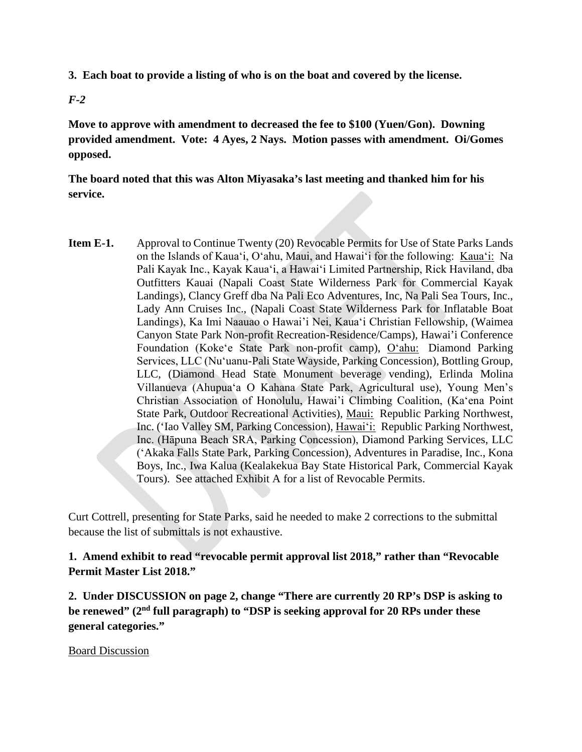**3. Each boat to provide a listing of who is on the boat and covered by the license.**

***F-2***

**Move to approve with amendment to decreased the fee to $100 (Yuen/Gon). Downing provided amendment. Vote: 4 Ayes, 2 Nays. Motion passes with amendment. Oi/Gomes opposed.**

**The board noted that this was Alton Miyasaka's last meeting and thanked him for his service.**

**Item E-1.** Approval to Continue Twenty (20) Revocable Permits for Use of State Parks Lands on the Islands of Kauaʻi, Oʻahu, Maui, and Hawaiʻi for the following: Kauaʻi: Na Pali Kayak Inc., Kayak Kauaʻi, a Hawaiʻi Limited Partnership, Rick Haviland, dba Outfitters Kauai (Napali Coast State Wilderness Park for Commercial Kayak Landings), Clancy Greff dba Na Pali Eco Adventures, Inc, Na Pali Sea Tours, Inc., Lady Ann Cruises Inc., (Napali Coast State Wilderness Park for Inflatable Boat Landings), Ka Imi Naauao o Hawai'i Nei, Kauaʻi Christian Fellowship, (Waimea Canyon State Park Non-profit Recreation-Residence/Camps), Hawai'i Conference Foundation (Kokeʻe State Park non-profit camp), Oʻahu: Diamond Parking Services, LLC (Nuʻuanu-Pali State Wayside, Parking Concession), Bottling Group, LLC, (Diamond Head State Monument beverage vending), Erlinda Molina Villanueva (Ahupuaʻa O Kahana State Park, Agricultural use), Young Men's Christian Association of Honolulu, Hawaiʻi Climbing Coalition, (Kaʻena Point State Park, Outdoor Recreational Activities), Maui: Republic Parking Northwest, Inc. (ʻIao Valley SM, Parking Concession), Hawaiʻi: Republic Parking Northwest, Inc. (Hāpuna Beach SRA, Parking Concession), Diamond Parking Services, LLC (ʻAkaka Falls State Park, Parking Concession), Adventures in Paradise, Inc., Kona Boys, Inc., Iwa Kalua (Kealakekua Bay State Historical Park, Commercial Kayak Tours). See attached Exhibit A for a list of Revocable Permits.

Curt Cottrell, presenting for State Parks, said he needed to make 2 corrections to the submittal because the list of submittals is not exhaustive.

**1. Amend exhibit to read "revocable permit approval list 2018," rather than "Revocable Permit Master List 2018."**

**2. Under DISCUSSION on page 2, change "There are currently 20 RP's DSP is asking to be renewed" (2nd full paragraph) to "DSP is seeking approval for 20 RPs under these general categories."**

Board Discussion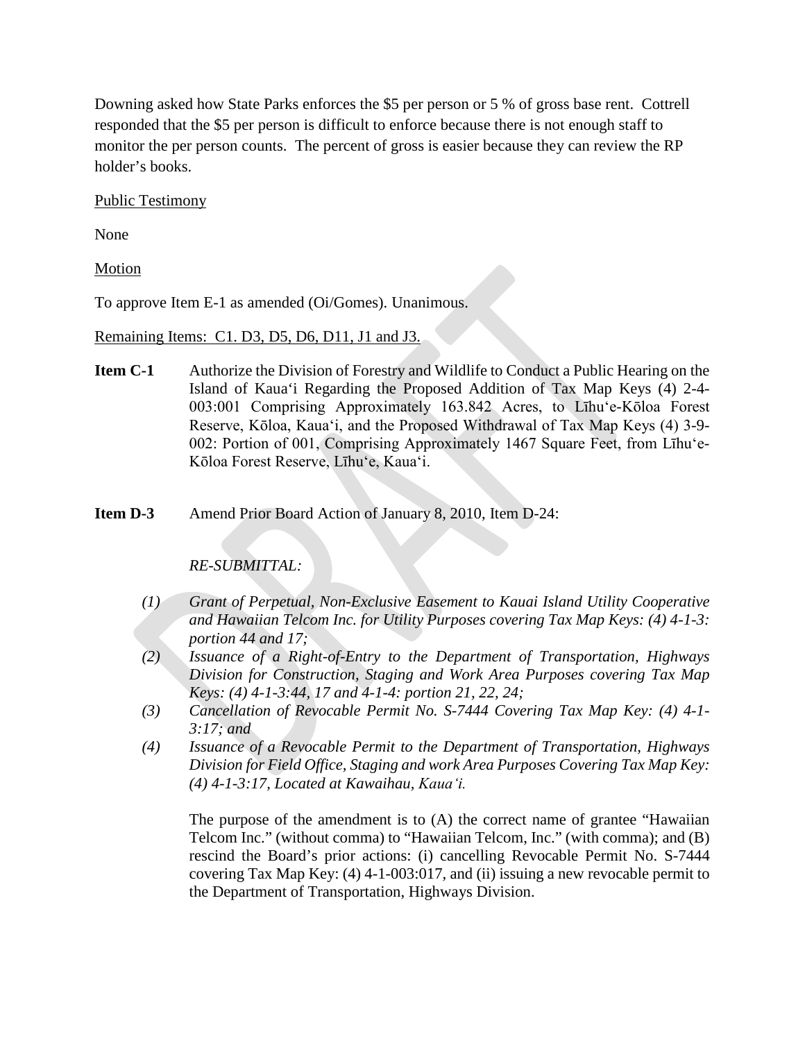Downing asked how State Parks enforces the $5 per person or 5 % of gross base rent. Cottrell responded that the $5 per person is difficult to enforce because there is not enough staff to monitor the per person counts. The percent of gross is easier because they can review the RP holder's books.

Public Testimony

None

Motion

To approve Item E-1 as amended (Oi/Gomes). Unanimous.

Remaining Items: C1. D3, D5, D6, D11, J1 and J3.

**Item C-1** Authorize the Division of Forestry and Wildlife to Conduct a Public Hearing on the Island of Kauaʻi Regarding the Proposed Addition of Tax Map Keys (4) 2-4-003:001 Comprising Approximately 163.842 Acres, to Līhuʻe-Kōloa Forest Reserve, Kōloa, Kauaʻi, and the Proposed Withdrawal of Tax Map Keys (4) 3-9-002: Portion of 001, Comprising Approximately 1467 Square Feet, from Līhuʻe-Kōloa Forest Reserve, Līhuʻe, Kauaʻi.

**Item D-3** Amend Prior Board Action of January 8, 2010, Item D-24:

*RE-SUBMITTAL:*

*(1) Grant of Perpetual, Non-Exclusive Easement to Kauai Island Utility Cooperative and Hawaiian Telcom Inc. for Utility Purposes covering Tax Map Keys: (4) 4-1-3: portion 44 and 17;*

*(2) Issuance of a Right-of-Entry to the Department of Transportation, Highways Division for Construction, Staging and Work Area Purposes covering Tax Map Keys: (4) 4-1-3:44, 17 and 4-1-4: portion 21, 22, 24;*

*(3) Cancellation of Revocable Permit No. S-7444 Covering Tax Map Key: (4) 4-1-3:17; and*

*(4) Issuance of a Revocable Permit to the Department of Transportation, Highways Division for Field Office, Staging and work Area Purposes Covering Tax Map Key: (4) 4-1-3:17, Located at Kawaihau, Kauaʻi.*

The purpose of the amendment is to (A) the correct name of grantee "Hawaiian Telcom Inc." (without comma) to "Hawaiian Telcom, Inc." (with comma); and (B) rescind the Board's prior actions: (i) cancelling Revocable Permit No. S-7444 covering Tax Map Key: (4) 4-1-003:017, and (ii) issuing a new revocable permit to the Department of Transportation, Highways Division.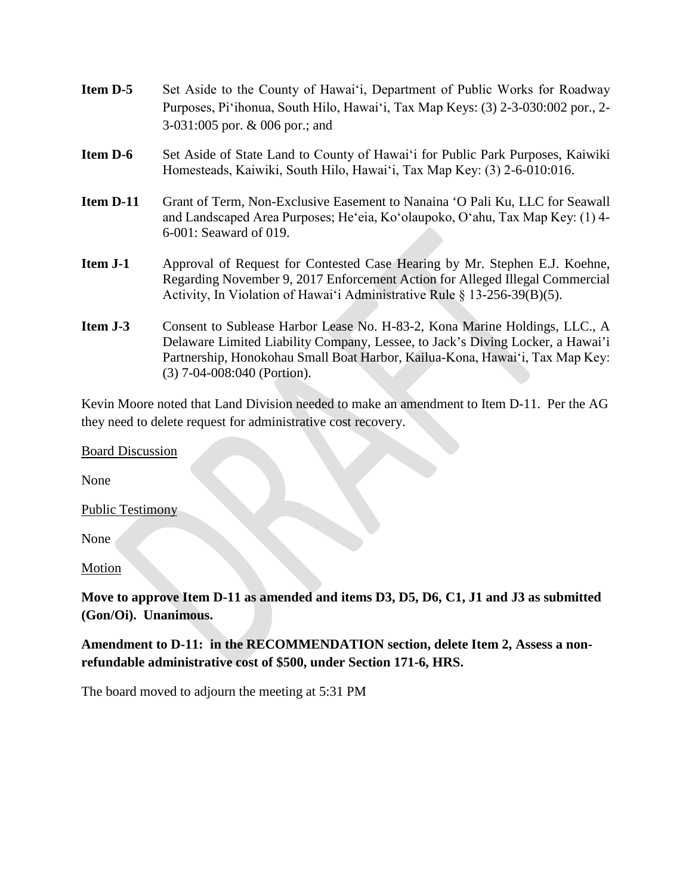**Item D-5** Set Aside to the County of Hawaiʻi, Department of Public Works for Roadway Purposes, Piʻihonua, South Hilo, Hawaiʻi, Tax Map Keys: (3) 2-3-030:002 por., 2-3-031:005 por. & 006 por.; and

**Item D-6** Set Aside of State Land to County of Hawaiʻi for Public Park Purposes, Kaiwiki Homesteads, Kaiwiki, South Hilo, Hawaiʻi, Tax Map Key: (3) 2-6-010:016.

**Item D-11** Grant of Term, Non-Exclusive Easement to Nanaina ʻO Pali Ku, LLC for Seawall and Landscaped Area Purposes; Heʻeia, Koʻolaupoko, Oʻahu, Tax Map Key: (1) 4-6-001: Seaward of 019.

**Item J-1** Approval of Request for Contested Case Hearing by Mr. Stephen E.J. Koehne, Regarding November 9, 2017 Enforcement Action for Alleged Illegal Commercial Activity, In Violation of Hawaiʻi Administrative Rule § 13-256-39(B)(5).

**Item J-3** Consent to Sublease Harbor Lease No. H-83-2, Kona Marine Holdings, LLC., A Delaware Limited Liability Company, Lessee, to Jack's Diving Locker, a Hawaiʻi Partnership, Honokohau Small Boat Harbor, Kailua-Kona, Hawaiʻi, Tax Map Key: (3) 7-04-008:040 (Portion).

Kevin Moore noted that Land Division needed to make an amendment to Item D-11. Per the AG they need to delete request for administrative cost recovery.

Board Discussion

None

Public Testimony

None

Motion

**Move to approve Item D-11 as amended and items D3, D5, D6, C1, J1 and J3 as submitted (Gon/Oi). Unanimous.**

**Amendment to D-11: in the RECOMMENDATION section, delete Item 2, Assess a non-refundable administrative cost of $500, under Section 171-6, HRS.**

The board moved to adjourn the meeting at 5:31 PM